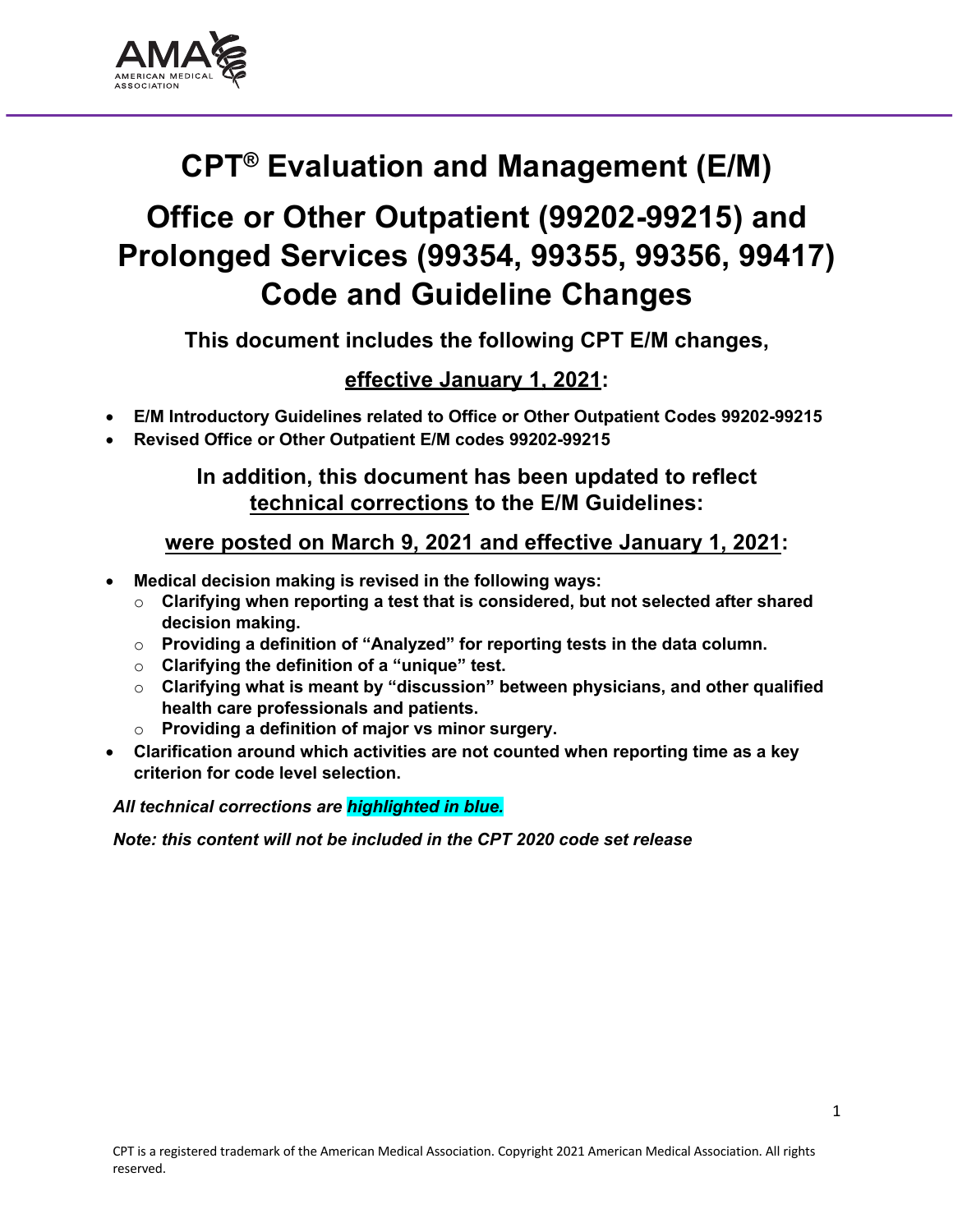# CPT® Evaluation and Management (E/M)

# Office or Other Outpatient (99202-99215) and Prolonged Services (99354, 99355, 99356, 99417) Code and Guideline Changes

**This document includes the following CPT E/M changes,**

**effective January 1, 2021:**

- **E/M Introductory Guidelines related to Office or Other Outpatient Codes 99202-99215**
- **Revised Office or Other Outpatient E/M codes 99202-99215**

**In addition, this document has been updated to reflect technical corrections to the E/M Guidelines:**

**were posted on March 9, 2021 and effective January 1, 2021:**

- **Medical decision making is revised in the following ways:**
  - **Clarifying when reporting a test that is considered, but not selected after shared decision making.**
  - **Providing a definition of "Analyzed" for reporting tests in the data column.**
  - **Clarifying the definition of a "unique" test.**
  - **Clarifying what is meant by "discussion" between physicians, and other qualified health care professionals and patients.**
  - **Providing a definition of major vs minor surgery.**
- **Clarification around which activities are not counted when reporting time as a key criterion for code level selection.**

***All technical corrections are highlighted in blue.***

***Note: this content will not be included in the CPT 2020 code set release***

CPT is a registered trademark of the American Medical Association. Copyright 2021 American Medical Association. All rights reserved.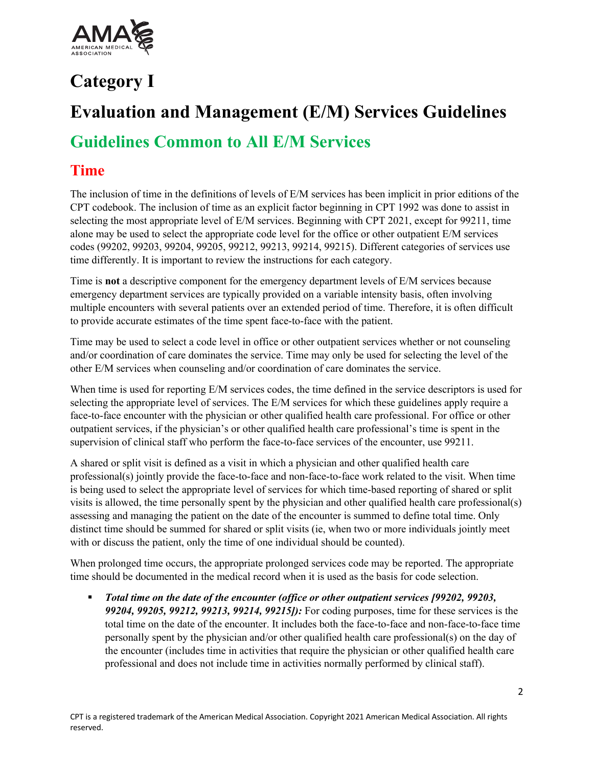# Category I

# Evaluation and Management (E/M) Services Guidelines

## Guidelines Common to All E/M Services

### Time

The inclusion of time in the definitions of levels of E/M services has been implicit in prior editions of the CPT codebook. The inclusion of time as an explicit factor beginning in CPT 1992 was done to assist in selecting the most appropriate level of E/M services. Beginning with CPT 2021, except for 99211, time alone may be used to select the appropriate code level for the office or other outpatient E/M services codes (99202, 99203, 99204, 99205, 99212, 99213, 99214, 99215). Different categories of services use time differently. It is important to review the instructions for each category.

Time is **not** a descriptive component for the emergency department levels of E/M services because emergency department services are typically provided on a variable intensity basis, often involving multiple encounters with several patients over an extended period of time. Therefore, it is often difficult to provide accurate estimates of the time spent face-to-face with the patient.

Time may be used to select a code level in office or other outpatient services whether or not counseling and/or coordination of care dominates the service. Time may only be used for selecting the level of the other E/M services when counseling and/or coordination of care dominates the service.

When time is used for reporting E/M services codes, the time defined in the service descriptors is used for selecting the appropriate level of services. The E/M services for which these guidelines apply require a face-to-face encounter with the physician or other qualified health care professional. For office or other outpatient services, if the physician's or other qualified health care professional's time is spent in the supervision of clinical staff who perform the face-to-face services of the encounter, use 99211.

A shared or split visit is defined as a visit in which a physician and other qualified health care professional(s) jointly provide the face-to-face and non-face-to-face work related to the visit. When time is being used to select the appropriate level of services for which time-based reporting of shared or split visits is allowed, the time personally spent by the physician and other qualified health care professional(s) assessing and managing the patient on the date of the encounter is summed to define total time. Only distinct time should be summed for shared or split visits (ie, when two or more individuals jointly meet with or discuss the patient, only the time of one individual should be counted).

When prolonged time occurs, the appropriate prolonged services code may be reported. The appropriate time should be documented in the medical record when it is used as the basis for code selection.

- ***Total time on the date of the encounter (office or other outpatient services [99202, 99203, 99204, 99205, 99212, 99213, 99214, 99215]):*** For coding purposes, time for these services is the total time on the date of the encounter. It includes both the face-to-face and non-face-to-face time personally spent by the physician and/or other qualified health care professional(s) on the day of the encounter (includes time in activities that require the physician or other qualified health care professional and does not include time in activities normally performed by clinical staff).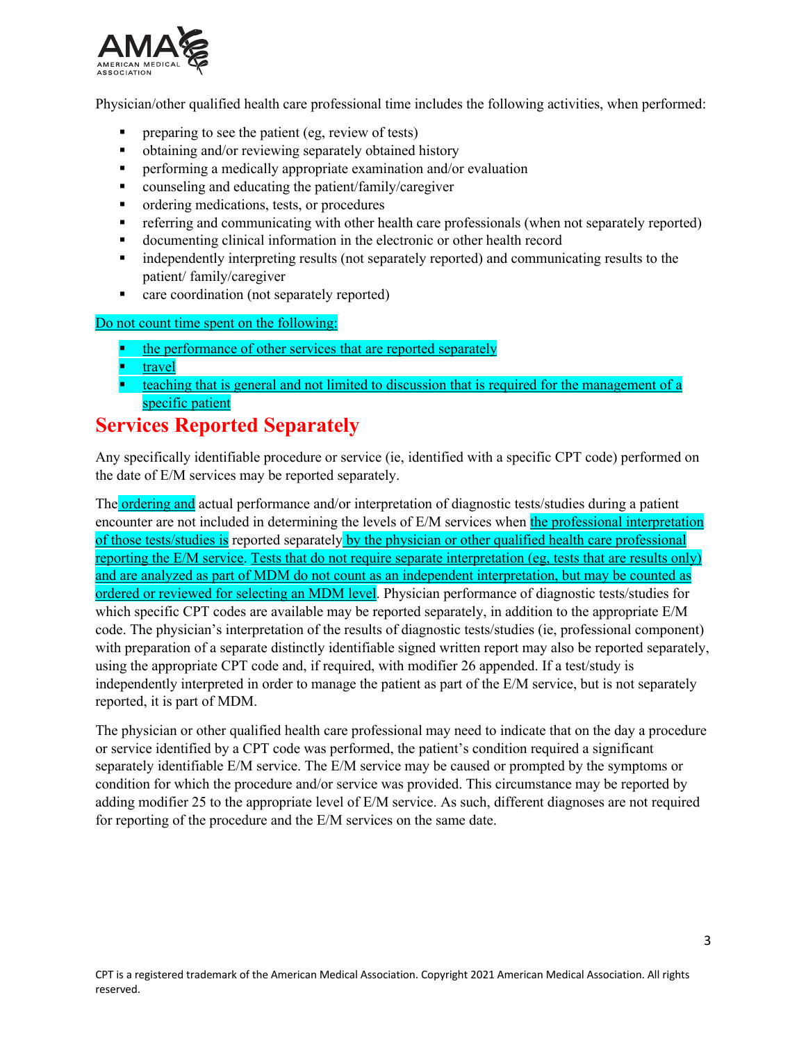Physician/other qualified health care professional time includes the following activities, when performed:

- preparing to see the patient (eg, review of tests)
- obtaining and/or reviewing separately obtained history
- performing a medically appropriate examination and/or evaluation
- counseling and educating the patient/family/caregiver
- ordering medications, tests, or procedures
- referring and communicating with other health care professionals (when not separately reported)
- documenting clinical information in the electronic or other health record
- independently interpreting results (not separately reported) and communicating results to the patient/ family/caregiver
- care coordination (not separately reported)

Do not count time spent on the following:

- the performance of other services that are reported separately
- travel
- teaching that is general and not limited to discussion that is required for the management of a specific patient

## Services Reported Separately

Any specifically identifiable procedure or service (ie, identified with a specific CPT code) performed on the date of E/M services may be reported separately.

The ordering and actual performance and/or interpretation of diagnostic tests/studies during a patient encounter are not included in determining the levels of E/M services when the professional interpretation of those tests/studies is reported separately by the physician or other qualified health care professional reporting the E/M service. Tests that do not require separate interpretation (eg, tests that are results only) and are analyzed as part of MDM do not count as an independent interpretation, but may be counted as ordered or reviewed for selecting an MDM level. Physician performance of diagnostic tests/studies for which specific CPT codes are available may be reported separately, in addition to the appropriate E/M code. The physician's interpretation of the results of diagnostic tests/studies (ie, professional component) with preparation of a separate distinctly identifiable signed written report may also be reported separately, using the appropriate CPT code and, if required, with modifier 26 appended. If a test/study is independently interpreted in order to manage the patient as part of the E/M service, but is not separately reported, it is part of MDM.

The physician or other qualified health care professional may need to indicate that on the day a procedure or service identified by a CPT code was performed, the patient's condition required a significant separately identifiable E/M service. The E/M service may be caused or prompted by the symptoms or condition for which the procedure and/or service was provided. This circumstance may be reported by adding modifier 25 to the appropriate level of E/M service. As such, different diagnoses are not required for reporting of the procedure and the E/M services on the same date.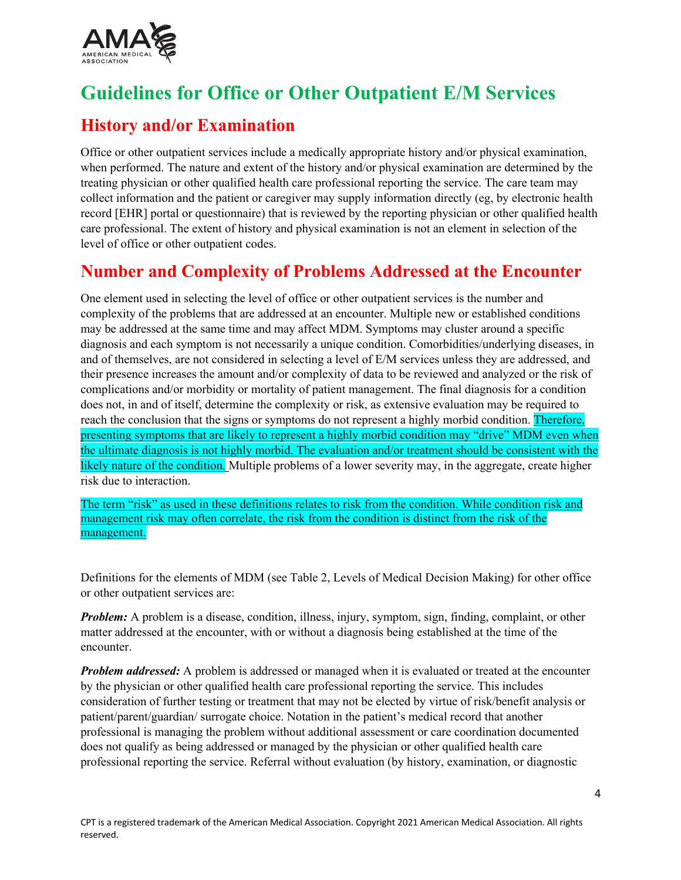# Guidelines for Office or Other Outpatient E/M Services

## History and/or Examination

Office or other outpatient services include a medically appropriate history and/or physical examination, when performed. The nature and extent of the history and/or physical examination are determined by the treating physician or other qualified health care professional reporting the service. The care team may collect information and the patient or caregiver may supply information directly (eg, by electronic health record [EHR] portal or questionnaire) that is reviewed by the reporting physician or other qualified health care professional. The extent of history and physical examination is not an element in selection of the level of office or other outpatient codes.

## Number and Complexity of Problems Addressed at the Encounter

One element used in selecting the level of office or other outpatient services is the number and complexity of the problems that are addressed at an encounter. Multiple new or established conditions may be addressed at the same time and may affect MDM. Symptoms may cluster around a specific diagnosis and each symptom is not necessarily a unique condition. Comorbidities/underlying diseases, in and of themselves, are not considered in selecting a level of E/M services unless they are addressed, and their presence increases the amount and/or complexity of data to be reviewed and analyzed or the risk of complications and/or morbidity or mortality of patient management. The final diagnosis for a condition does not, in and of itself, determine the complexity or risk, as extensive evaluation may be required to reach the conclusion that the signs or symptoms do not represent a highly morbid condition. Therefore, presenting symptoms that are likely to represent a highly morbid condition may "drive" MDM even when the ultimate diagnosis is not highly morbid. The evaluation and/or treatment should be consistent with the likely nature of the condition. Multiple problems of a lower severity may, in the aggregate, create higher risk due to interaction.

The term "risk" as used in these definitions relates to risk from the condition. While condition risk and management risk may often correlate, the risk from the condition is distinct from the risk of the management.

Definitions for the elements of MDM (see Table 2, Levels of Medical Decision Making) for other office or other outpatient services are:

***Problem:*** A problem is a disease, condition, illness, injury, symptom, sign, finding, complaint, or other matter addressed at the encounter, with or without a diagnosis being established at the time of the encounter.

***Problem addressed:*** A problem is addressed or managed when it is evaluated or treated at the encounter by the physician or other qualified health care professional reporting the service. This includes consideration of further testing or treatment that may not be elected by virtue of risk/benefit analysis or patient/parent/guardian/ surrogate choice. Notation in the patient's medical record that another professional is managing the problem without additional assessment or care coordination documented does not qualify as being addressed or managed by the physician or other qualified health care professional reporting the service. Referral without evaluation (by history, examination, or diagnostic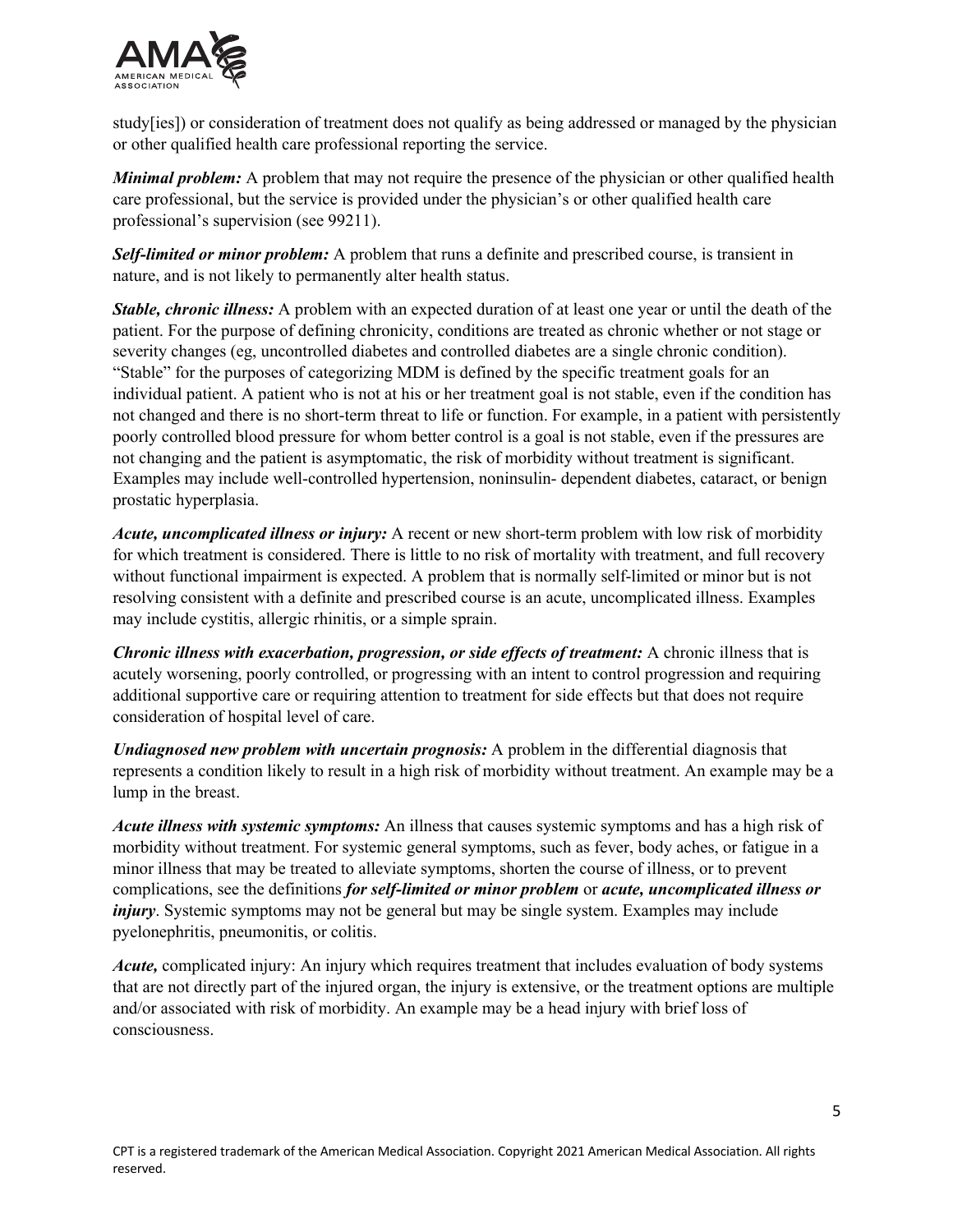study[ies]) or consideration of treatment does not qualify as being addressed or managed by the physician or other qualified health care professional reporting the service.

***Minimal problem:*** A problem that may not require the presence of the physician or other qualified health care professional, but the service is provided under the physician's or other qualified health care professional's supervision (see 99211).

***Self-limited or minor problem:*** A problem that runs a definite and prescribed course, is transient in nature, and is not likely to permanently alter health status.

***Stable, chronic illness:*** A problem with an expected duration of at least one year or until the death of the patient. For the purpose of defining chronicity, conditions are treated as chronic whether or not stage or severity changes (eg, uncontrolled diabetes and controlled diabetes are a single chronic condition). "Stable" for the purposes of categorizing MDM is defined by the specific treatment goals for an individual patient. A patient who is not at his or her treatment goal is not stable, even if the condition has not changed and there is no short-term threat to life or function. For example, in a patient with persistently poorly controlled blood pressure for whom better control is a goal is not stable, even if the pressures are not changing and the patient is asymptomatic, the risk of morbidity without treatment is significant. Examples may include well-controlled hypertension, noninsulin- dependent diabetes, cataract, or benign prostatic hyperplasia.

***Acute, uncomplicated illness or injury:*** A recent or new short-term problem with low risk of morbidity for which treatment is considered. There is little to no risk of mortality with treatment, and full recovery without functional impairment is expected. A problem that is normally self-limited or minor but is not resolving consistent with a definite and prescribed course is an acute, uncomplicated illness. Examples may include cystitis, allergic rhinitis, or a simple sprain.

***Chronic illness with exacerbation, progression, or side effects of treatment:*** A chronic illness that is acutely worsening, poorly controlled, or progressing with an intent to control progression and requiring additional supportive care or requiring attention to treatment for side effects but that does not require consideration of hospital level of care.

***Undiagnosed new problem with uncertain prognosis:*** A problem in the differential diagnosis that represents a condition likely to result in a high risk of morbidity without treatment. An example may be a lump in the breast.

***Acute illness with systemic symptoms:*** An illness that causes systemic symptoms and has a high risk of morbidity without treatment. For systemic general symptoms, such as fever, body aches, or fatigue in a minor illness that may be treated to alleviate symptoms, shorten the course of illness, or to prevent complications, see the definitions ***for self-limited or minor problem*** or ***acute, uncomplicated illness or injury***. Systemic symptoms may not be general but may be single system. Examples may include pyelonephritis, pneumonitis, or colitis.

***Acute,*** complicated injury: An injury which requires treatment that includes evaluation of body systems that are not directly part of the injured organ, the injury is extensive, or the treatment options are multiple and/or associated with risk of morbidity. An example may be a head injury with brief loss of consciousness.

CPT is a registered trademark of the American Medical Association. Copyright 2021 American Medical Association. All rights reserved.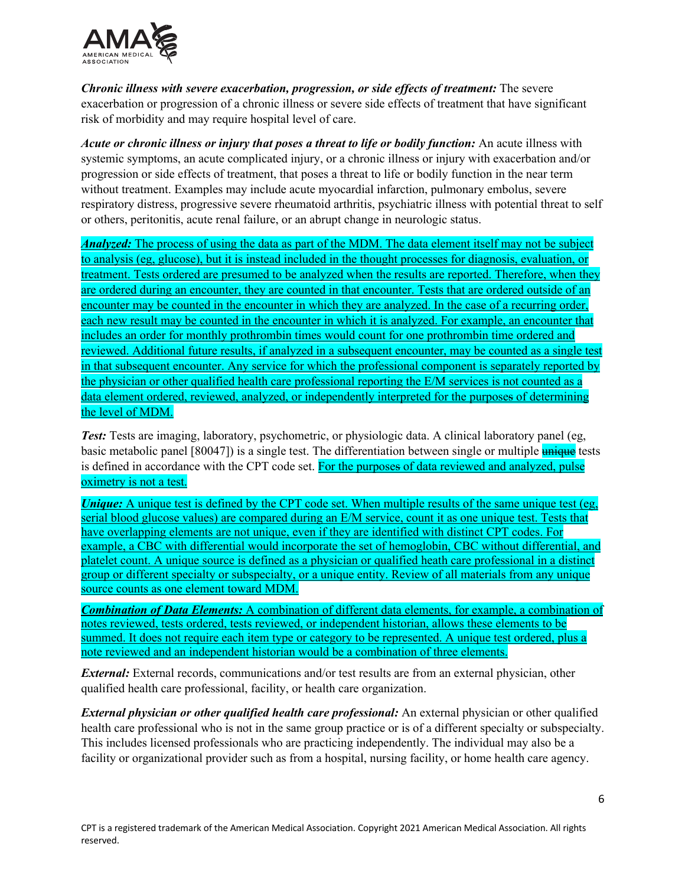***Chronic illness with severe exacerbation, progression, or side effects of treatment:*** The severe exacerbation or progression of a chronic illness or severe side effects of treatment that have significant risk of morbidity and may require hospital level of care.

***Acute or chronic illness or injury that poses a threat to life or bodily function:*** An acute illness with systemic symptoms, an acute complicated injury, or a chronic illness or injury with exacerbation and/or progression or side effects of treatment, that poses a threat to life or bodily function in the near term without treatment. Examples may include acute myocardial infarction, pulmonary embolus, severe respiratory distress, progressive severe rheumatoid arthritis, psychiatric illness with potential threat to self or others, peritonitis, acute renal failure, or an abrupt change in neurologic status.

***Analyzed:*** The process of using the data as part of the MDM. The data element itself may not be subject to analysis (eg, glucose), but it is instead included in the thought processes for diagnosis, evaluation, or treatment. Tests ordered are presumed to be analyzed when the results are reported. Therefore, when they are ordered during an encounter, they are counted in that encounter. Tests that are ordered outside of an encounter may be counted in the encounter in which they are analyzed. In the case of a recurring order, each new result may be counted in the encounter in which it is analyzed. For example, an encounter that includes an order for monthly prothrombin times would count for one prothrombin time ordered and reviewed. Additional future results, if analyzed in a subsequent encounter, may be counted as a single test in that subsequent encounter. Any service for which the professional component is separately reported by the physician or other qualified health care professional reporting the E/M services is not counted as a data element ordered, reviewed, analyzed, or independently interpreted for the purposes of determining the level of MDM.

***Test:*** Tests are imaging, laboratory, psychometric, or physiologic data. A clinical laboratory panel (eg, basic metabolic panel [80047]) is a single test. The differentiation between single or multiple ~~unique~~ tests is defined in accordance with the CPT code set. For the purposes of data reviewed and analyzed, pulse oximetry is not a test.

***Unique:*** A unique test is defined by the CPT code set. When multiple results of the same unique test (eg, serial blood glucose values) are compared during an E/M service, count it as one unique test. Tests that have overlapping elements are not unique, even if they are identified with distinct CPT codes. For example, a CBC with differential would incorporate the set of hemoglobin, CBC without differential, and platelet count. A unique source is defined as a physician or qualified heath care professional in a distinct group or different specialty or subspecialty, or a unique entity. Review of all materials from any unique source counts as one element toward MDM.

***Combination of Data Elements:*** A combination of different data elements, for example, a combination of notes reviewed, tests ordered, tests reviewed, or independent historian, allows these elements to be summed. It does not require each item type or category to be represented. A unique test ordered, plus a note reviewed and an independent historian would be a combination of three elements.

***External:*** External records, communications and/or test results are from an external physician, other qualified health care professional, facility, or health care organization.

***External physician or other qualified health care professional:*** An external physician or other qualified health care professional who is not in the same group practice or is of a different specialty or subspecialty. This includes licensed professionals who are practicing independently. The individual may also be a facility or organizational provider such as from a hospital, nursing facility, or home health care agency.

CPT is a registered trademark of the American Medical Association. Copyright 2021 American Medical Association. All rights reserved.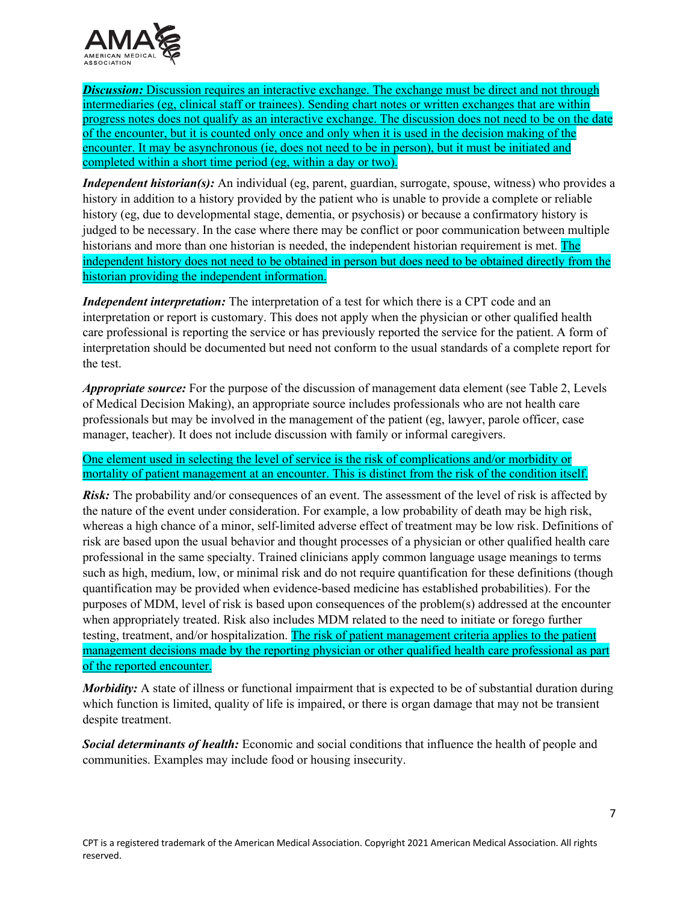***Discussion:*** Discussion requires an interactive exchange. The exchange must be direct and not through intermediaries (eg, clinical staff or trainees). Sending chart notes or written exchanges that are within progress notes does not qualify as an interactive exchange. The discussion does not need to be on the date of the encounter, but it is counted only once and only when it is used in the decision making of the encounter. It may be asynchronous (ie, does not need to be in person), but it must be initiated and completed within a short time period (eg, within a day or two).

***Independent historian(s):*** An individual (eg, parent, guardian, surrogate, spouse, witness) who provides a history in addition to a history provided by the patient who is unable to provide a complete or reliable history (eg, due to developmental stage, dementia, or psychosis) or because a confirmatory history is judged to be necessary. In the case where there may be conflict or poor communication between multiple historians and more than one historian is needed, the independent historian requirement is met. The independent history does not need to be obtained in person but does need to be obtained directly from the historian providing the independent information.

***Independent interpretation:*** The interpretation of a test for which there is a CPT code and an interpretation or report is customary. This does not apply when the physician or other qualified health care professional is reporting the service or has previously reported the service for the patient. A form of interpretation should be documented but need not conform to the usual standards of a complete report for the test.

***Appropriate source:*** For the purpose of the discussion of management data element (see Table 2, Levels of Medical Decision Making), an appropriate source includes professionals who are not health care professionals but may be involved in the management of the patient (eg, lawyer, parole officer, case manager, teacher). It does not include discussion with family or informal caregivers.

One element used in selecting the level of service is the risk of complications and/or morbidity or mortality of patient management at an encounter. This is distinct from the risk of the condition itself.

***Risk:*** The probability and/or consequences of an event. The assessment of the level of risk is affected by the nature of the event under consideration. For example, a low probability of death may be high risk, whereas a high chance of a minor, self-limited adverse effect of treatment may be low risk. Definitions of risk are based upon the usual behavior and thought processes of a physician or other qualified health care professional in the same specialty. Trained clinicians apply common language usage meanings to terms such as high, medium, low, or minimal risk and do not require quantification for these definitions (though quantification may be provided when evidence-based medicine has established probabilities). For the purposes of MDM, level of risk is based upon consequences of the problem(s) addressed at the encounter when appropriately treated. Risk also includes MDM related to the need to initiate or forego further testing, treatment, and/or hospitalization. The risk of patient management criteria applies to the patient management decisions made by the reporting physician or other qualified health care professional as part of the reported encounter.

***Morbidity:*** A state of illness or functional impairment that is expected to be of substantial duration during which function is limited, quality of life is impaired, or there is organ damage that may not be transient despite treatment.

***Social determinants of health:*** Economic and social conditions that influence the health of people and communities. Examples may include food or housing insecurity.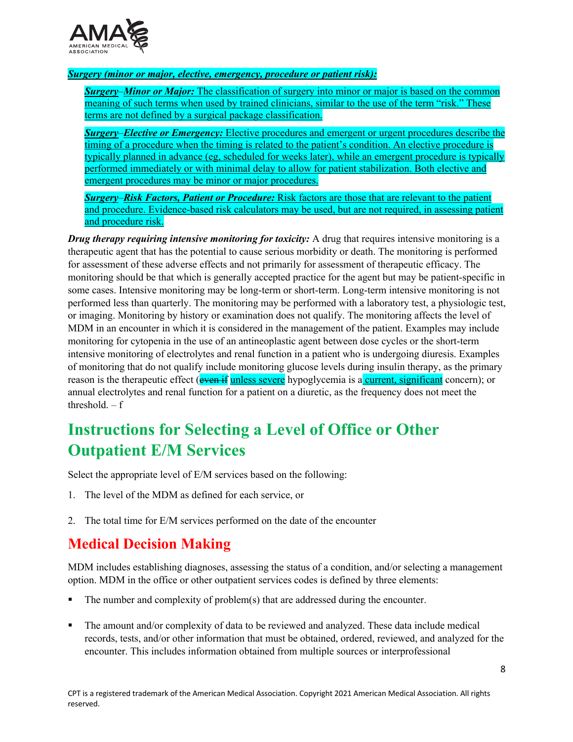***Surgery (minor or major, elective, emergency, procedure or patient risk):***

> ***Surgery–Minor or Major:*** The classification of surgery into minor or major is based on the common meaning of such terms when used by trained clinicians, similar to the use of the term "risk." These terms are not defined by a surgical package classification.
>
> ***Surgery–Elective or Emergency:*** Elective procedures and emergent or urgent procedures describe the timing of a procedure when the timing is related to the patient's condition. An elective procedure is typically planned in advance (eg, scheduled for weeks later), while an emergent procedure is typically performed immediately or with minimal delay to allow for patient stabilization. Both elective and emergent procedures may be minor or major procedures.
>
> ***Surgery–Risk Factors, Patient or Procedure:*** Risk factors are those that are relevant to the patient and procedure. Evidence-based risk calculators may be used, but are not required, in assessing patient and procedure risk.

***Drug therapy requiring intensive monitoring for toxicity:*** A drug that requires intensive monitoring is a therapeutic agent that has the potential to cause serious morbidity or death. The monitoring is performed for assessment of these adverse effects and not primarily for assessment of therapeutic efficacy. The monitoring should be that which is generally accepted practice for the agent but may be patient-specific in some cases. Intensive monitoring may be long-term or short-term. Long-term intensive monitoring is not performed less than quarterly. The monitoring may be performed with a laboratory test, a physiologic test, or imaging. Monitoring by history or examination does not qualify. The monitoring affects the level of MDM in an encounter in which it is considered in the management of the patient. Examples may include monitoring for cytopenia in the use of an antineoplastic agent between dose cycles or the short-term intensive monitoring of electrolytes and renal function in a patient who is undergoing diuresis. Examples of monitoring that do not qualify include monitoring glucose levels during insulin therapy, as the primary reason is the therapeutic effect (~~even if~~ unless severe hypoglycemia is a current, significant concern); or annual electrolytes and renal function for a patient on a diuretic, as the frequency does not meet the threshold. – f

# Instructions for Selecting a Level of Office or Other Outpatient E/M Services

Select the appropriate level of E/M services based on the following:

1. The level of the MDM as defined for each service, or
2. The total time for E/M services performed on the date of the encounter

## Medical Decision Making

MDM includes establishing diagnoses, assessing the status of a condition, and/or selecting a management option. MDM in the office or other outpatient services codes is defined by three elements:

- The number and complexity of problem(s) that are addressed during the encounter.
- The amount and/or complexity of data to be reviewed and analyzed. These data include medical records, tests, and/or other information that must be obtained, ordered, reviewed, and analyzed for the encounter. This includes information obtained from multiple sources or interprofessional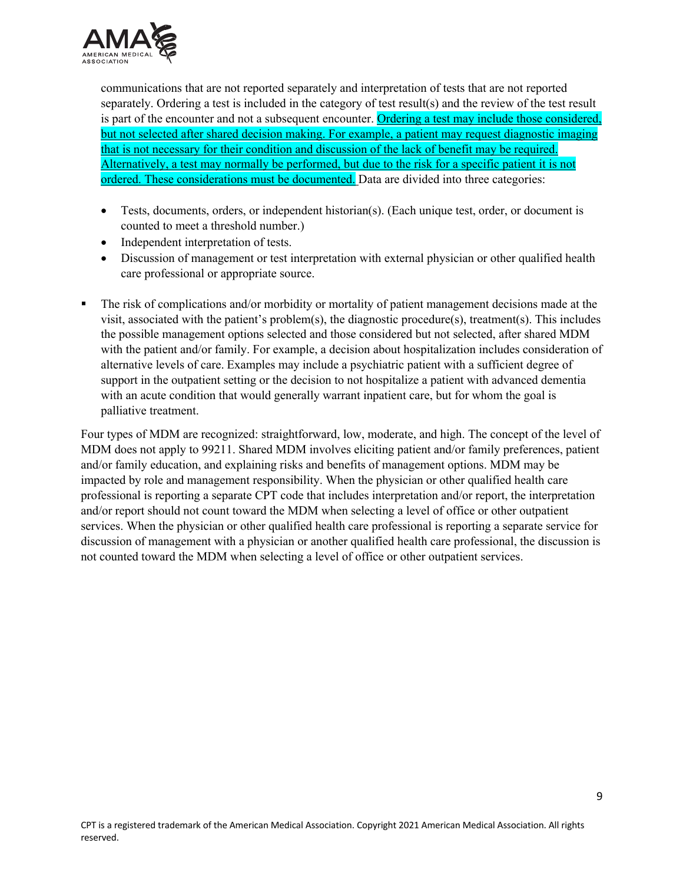communications that are not reported separately and interpretation of tests that are not reported separately. Ordering a test is included in the category of test result(s) and the review of the test result is part of the encounter and not a subsequent encounter. Ordering a test may include those considered, but not selected after shared decision making. For example, a patient may request diagnostic imaging that is not necessary for their condition and discussion of the lack of benefit may be required. Alternatively, a test may normally be performed, but due to the risk for a specific patient it is not ordered. These considerations must be documented. Data are divided into three categories:

- Tests, documents, orders, or independent historian(s). (Each unique test, order, or document is counted to meet a threshold number.)
- Independent interpretation of tests.
- Discussion of management or test interpretation with external physician or other qualified health care professional or appropriate source.

- The risk of complications and/or morbidity or mortality of patient management decisions made at the visit, associated with the patient's problem(s), the diagnostic procedure(s), treatment(s). This includes the possible management options selected and those considered but not selected, after shared MDM with the patient and/or family. For example, a decision about hospitalization includes consideration of alternative levels of care. Examples may include a psychiatric patient with a sufficient degree of support in the outpatient setting or the decision to not hospitalize a patient with advanced dementia with an acute condition that would generally warrant inpatient care, but for whom the goal is palliative treatment.

Four types of MDM are recognized: straightforward, low, moderate, and high. The concept of the level of MDM does not apply to 99211. Shared MDM involves eliciting patient and/or family preferences, patient and/or family education, and explaining risks and benefits of management options. MDM may be impacted by role and management responsibility. When the physician or other qualified health care professional is reporting a separate CPT code that includes interpretation and/or report, the interpretation and/or report should not count toward the MDM when selecting a level of office or other outpatient services. When the physician or other qualified health care professional is reporting a separate service for discussion of management with a physician or another qualified health care professional, the discussion is not counted toward the MDM when selecting a level of office or other outpatient services.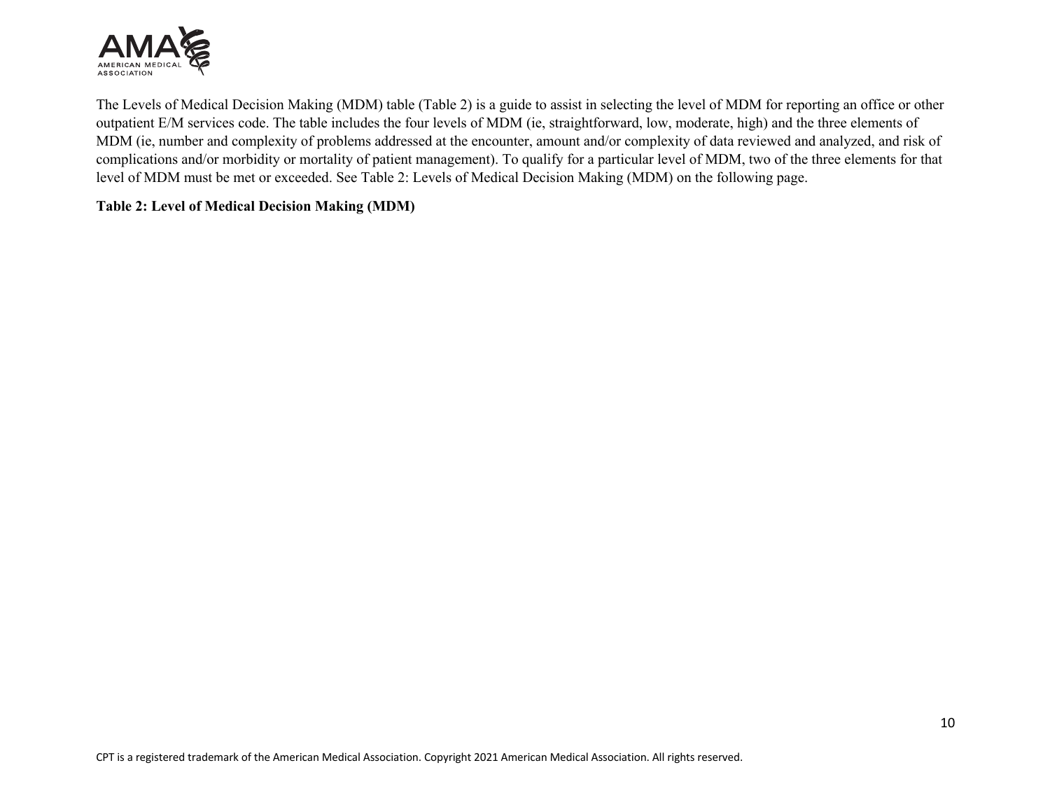The Levels of Medical Decision Making (MDM) table (Table 2) is a guide to assist in selecting the level of MDM for reporting an office or other outpatient E/M services code. The table includes the four levels of MDM (ie, straightforward, low, moderate, high) and the three elements of MDM (ie, number and complexity of problems addressed at the encounter, amount and/or complexity of data reviewed and analyzed, and risk of complications and/or morbidity or mortality of patient management). To qualify for a particular level of MDM, two of the three elements for that level of MDM must be met or exceeded. See Table 2: Levels of Medical Decision Making (MDM) on the following page.

**Table 2: Level of Medical Decision Making (MDM)**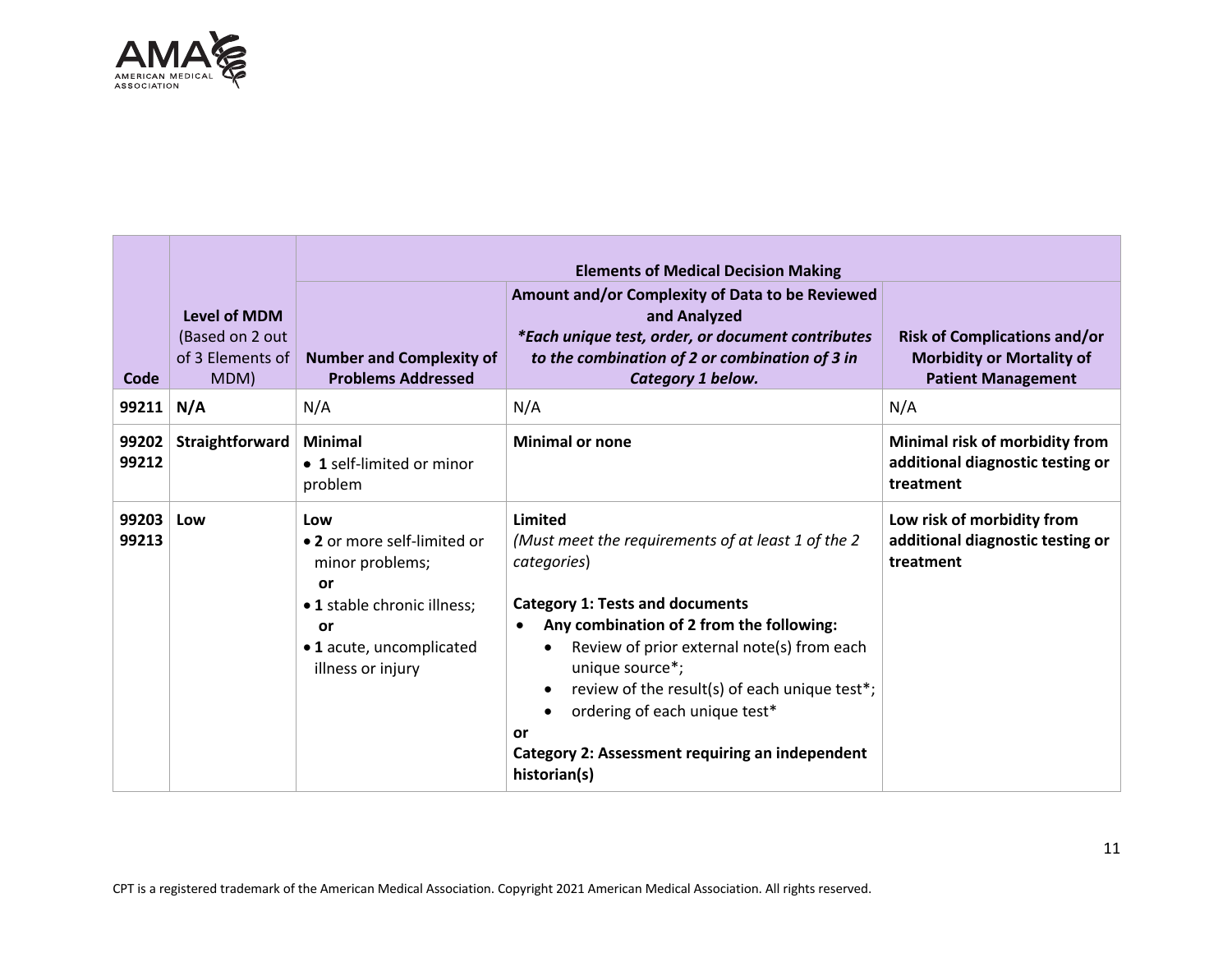| Code | Level of MDM (Based on 2 out of 3 Elements of MDM) | Elements of Medical Decision Making | | |
|---|---|---|---|---|
| | | **Number and Complexity of Problems Addressed** | **Amount and/or Complexity of Data to be Reviewed and Analyzed** *\*Each unique test, order, or document contributes to the combination of 2 or combination of 3 in Category 1 below.* | **Risk of Complications and/or Morbidity or Mortality of Patient Management** |
| **99211** | **N/A** | N/A | N/A | N/A |
| **99202** **99212** | **Straightforward** | **Minimal** <br>• **1** self-limited or minor problem | **Minimal or none** | **Minimal risk of morbidity from additional diagnostic testing or treatment** |
| **99203** **99213** | **Low** | **Low** <br>• **2** or more self-limited or minor problems; <br>**or** <br>• **1** stable chronic illness; <br>**or** <br>• **1** acute, uncomplicated illness or injury | **Limited** <br>*(Must meet the requirements of at least 1 of the 2 categories*) <br><br>**Category 1: Tests and documents** <br>• **Any combination of 2 from the following:** <br>  ◦ Review of prior external note(s) from each unique source*; <br>  ◦ review of the result(s) of each unique test*; <br>  ◦ ordering of each unique test* <br>**or** <br>**Category 2: Assessment requiring an independent historian(s)** | **Low risk of morbidity from additional diagnostic testing or treatment** |

CPT is a registered trademark of the American Medical Association. Copyright 2021 American Medical Association. All rights reserved.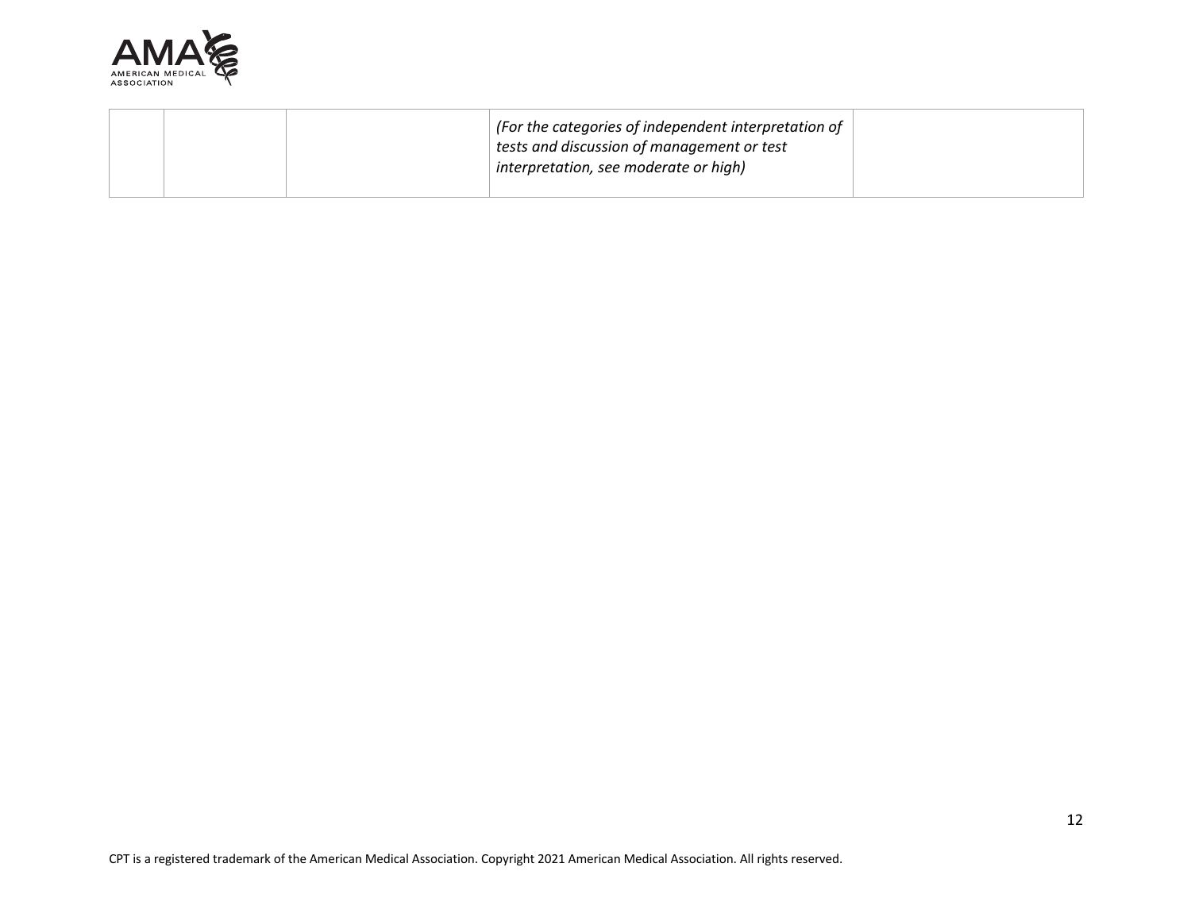| | | | | |
|---|---|---|---|---|
| | | | *(For the categories of independent interpretation of tests and discussion of management or test interpretation, see moderate or high)* | |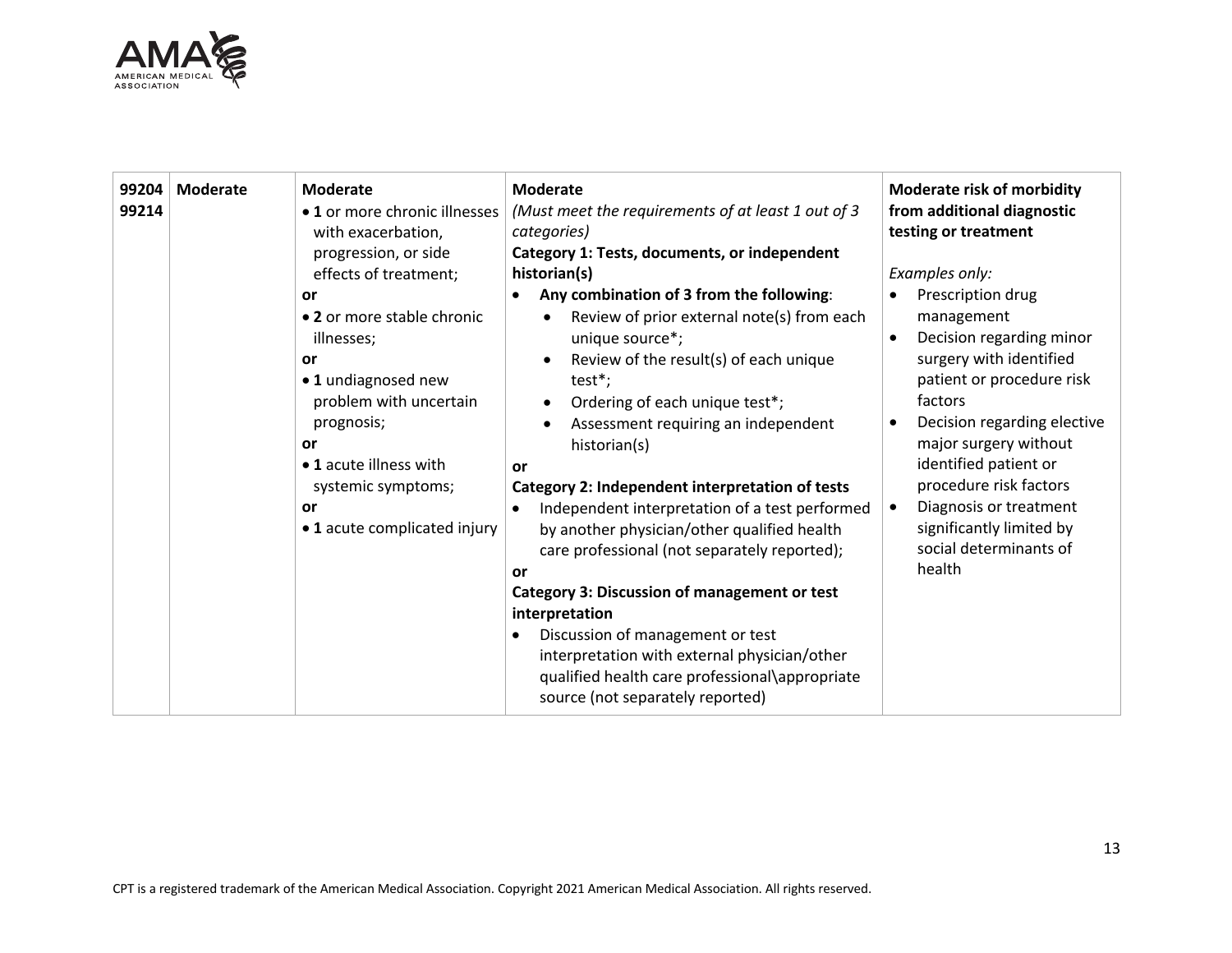| 99204<br>99214 | Moderate | **Moderate**<br>• **1** or more chronic illnesses with exacerbation, progression, or side effects of treatment;<br>**or**<br>• **2** or more stable chronic illnesses;<br>**or**<br>• **1** undiagnosed new problem with uncertain prognosis;<br>**or**<br>• **1** acute illness with systemic symptoms;<br>**or**<br>• **1** acute complicated injury | **Moderate**<br>*(Must meet the requirements of at least 1 out of 3 categories)*<br>**Category 1: Tests, documents, or independent historian(s)**<br>• **Any combination of 3 from the following**:<br>&nbsp;&nbsp;• Review of prior external note(s) from each unique source*;<br>&nbsp;&nbsp;• Review of the result(s) of each unique test*;<br>&nbsp;&nbsp;• Ordering of each unique test*;<br>&nbsp;&nbsp;• Assessment requiring an independent historian(s)<br>**or**<br>**Category 2: Independent interpretation of tests**<br>• Independent interpretation of a test performed by another physician/other qualified health care professional (not separately reported);<br>**or**<br>**Category 3: Discussion of management or test interpretation**<br>• Discussion of management or test interpretation with external physician/other qualified health care professional\appropriate source (not separately reported) | **Moderate risk of morbidity from additional diagnostic testing or treatment**<br><br>*Examples only:*<br>• Prescription drug management<br>• Decision regarding minor surgery with identified patient or procedure risk factors<br>• Decision regarding elective major surgery without identified patient or procedure risk factors<br>• Diagnosis or treatment significantly limited by social determinants of health |
|---|---|---|---|---|

CPT is a registered trademark of the American Medical Association. Copyright 2021 American Medical Association. All rights reserved.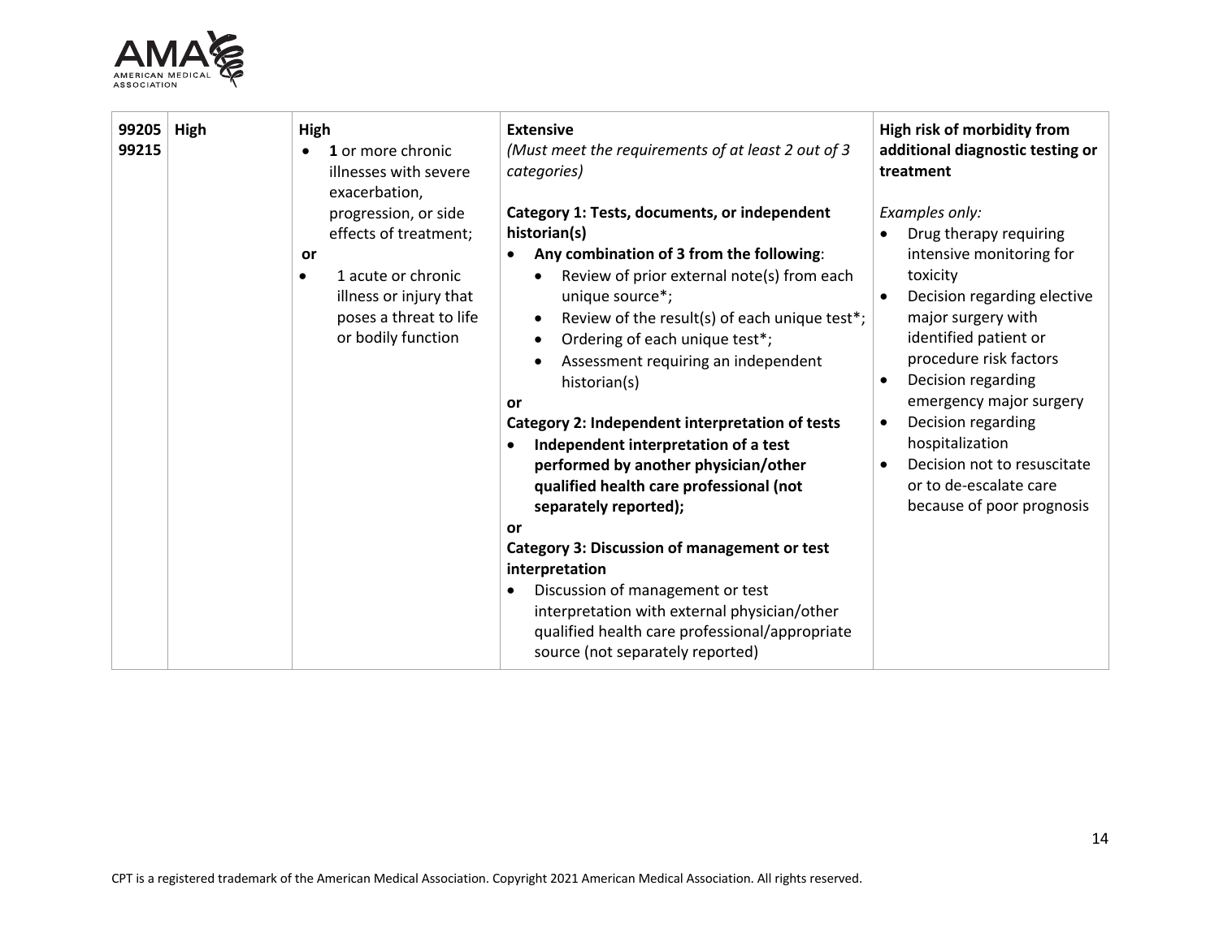| 99205 99215 | High | **High**<br>• **1** or more chronic illnesses with severe exacerbation, progression, or side effects of treatment;<br>**or**<br>• 1 acute or chronic illness or injury that poses a threat to life or bodily function | **Extensive**<br>*(Must meet the requirements of at least 2 out of 3 categories)*<br><br>**Category 1: Tests, documents, or independent historian(s)**<br>• **Any combination of 3 from the following**:<br>&nbsp;&nbsp;• Review of prior external note(s) from each unique source*;<br>&nbsp;&nbsp;• Review of the result(s) of each unique test*;<br>&nbsp;&nbsp;• Ordering of each unique test*;<br>&nbsp;&nbsp;• Assessment requiring an independent historian(s)<br>**or**<br>**Category 2: Independent interpretation of tests**<br>• **Independent interpretation of a test performed by another physician/other qualified health care professional (not separately reported);**<br>**or**<br>**Category 3: Discussion of management or test interpretation**<br>• Discussion of management or test interpretation with external physician/other qualified health care professional/appropriate source (not separately reported) | **High risk of morbidity from additional diagnostic testing or treatment**<br><br>*Examples only:*<br>• Drug therapy requiring intensive monitoring for toxicity<br>• Decision regarding elective major surgery with identified patient or procedure risk factors<br>• Decision regarding emergency major surgery<br>• Decision regarding hospitalization<br>• Decision not to resuscitate or to de-escalate care because of poor prognosis |
|---|---|---|---|---|

CPT is a registered trademark of the American Medical Association. Copyright 2021 American Medical Association. All rights reserved.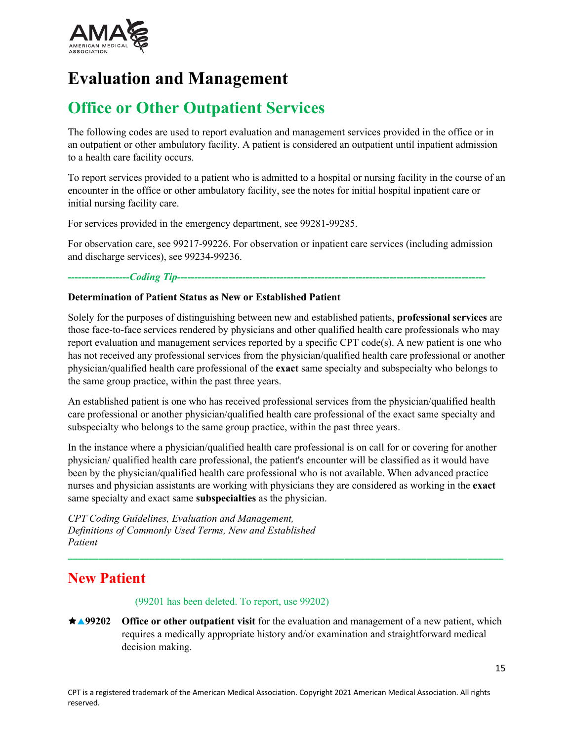# Evaluation and Management

## Office or Other Outpatient Services

The following codes are used to report evaluation and management services provided in the office or in an outpatient or other ambulatory facility. A patient is considered an outpatient until inpatient admission to a health care facility occurs.

To report services provided to a patient who is admitted to a hospital or nursing facility in the course of an encounter in the office or other ambulatory facility, see the notes for initial hospital inpatient care or initial nursing facility care.

For services provided in the emergency department, see 99281-99285.

For observation care, see 99217-99226. For observation or inpatient care services (including admission and discharge services), see 99234-99236.

*------------------Coding Tip------------------------------------------------------------------------------------------*

**Determination of Patient Status as New or Established Patient**

Solely for the purposes of distinguishing between new and established patients, **professional services** are those face-to-face services rendered by physicians and other qualified health care professionals who may report evaluation and management services reported by a specific CPT code(s). A new patient is one who has not received any professional services from the physician/qualified health care professional or another physician/qualified health care professional of the **exact** same specialty and subspecialty who belongs to the same group practice, within the past three years.

An established patient is one who has received professional services from the physician/qualified health care professional or another physician/qualified health care professional of the exact same specialty and subspecialty who belongs to the same group practice, within the past three years.

In the instance where a physician/qualified health care professional is on call for or covering for another physician/ qualified health care professional, the patient's encounter will be classified as it would have been by the physician/qualified health care professional who is not available. When advanced practice nurses and physician assistants are working with physicians they are considered as working in the **exact** same specialty and exact same **subspecialties** as the physician.

*CPT Coding Guidelines, Evaluation and Management, Definitions of Commonly Used Terms, New and Established Patient*

---

## New Patient

(99201 has been deleted. To report, use 99202)

★▲**99202** **Office or other outpatient visit** for the evaluation and management of a new patient, which requires a medically appropriate history and/or examination and straightforward medical decision making.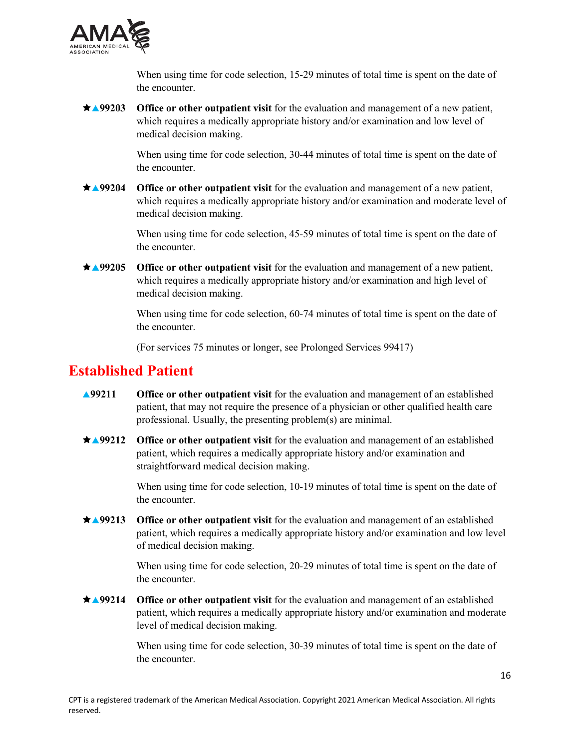When using time for code selection, 15-29 minutes of total time is spent on the date of the encounter.

★▲99203 **Office or other outpatient visit** for the evaluation and management of a new patient, which requires a medically appropriate history and/or examination and low level of medical decision making.

When using time for code selection, 30-44 minutes of total time is spent on the date of the encounter.

★▲99204 **Office or other outpatient visit** for the evaluation and management of a new patient, which requires a medically appropriate history and/or examination and moderate level of medical decision making.

When using time for code selection, 45-59 minutes of total time is spent on the date of the encounter.

★▲99205 **Office or other outpatient visit** for the evaluation and management of a new patient, which requires a medically appropriate history and/or examination and high level of medical decision making.

When using time for code selection, 60-74 minutes of total time is spent on the date of the encounter.

(For services 75 minutes or longer, see Prolonged Services 99417)

## Established Patient

▲99211 **Office or other outpatient visit** for the evaluation and management of an established patient, that may not require the presence of a physician or other qualified health care professional. Usually, the presenting problem(s) are minimal.

★▲99212 **Office or other outpatient visit** for the evaluation and management of an established patient, which requires a medically appropriate history and/or examination and straightforward medical decision making.

When using time for code selection, 10-19 minutes of total time is spent on the date of the encounter.

★▲99213 **Office or other outpatient visit** for the evaluation and management of an established patient, which requires a medically appropriate history and/or examination and low level of medical decision making.

When using time for code selection, 20-29 minutes of total time is spent on the date of the encounter.

★▲99214 **Office or other outpatient visit** for the evaluation and management of an established patient, which requires a medically appropriate history and/or examination and moderate level of medical decision making.

When using time for code selection, 30-39 minutes of total time is spent on the date of the encounter.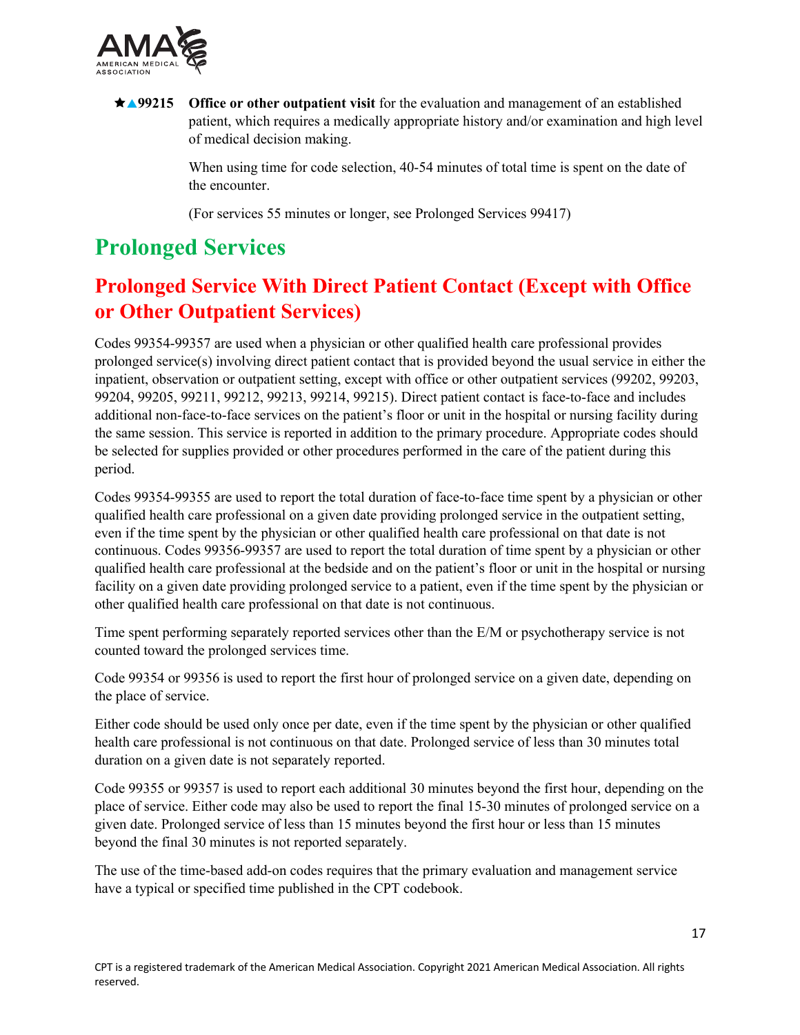★▲**99215** **Office or other outpatient visit** for the evaluation and management of an established patient, which requires a medically appropriate history and/or examination and high level of medical decision making.

When using time for code selection, 40-54 minutes of total time is spent on the date of the encounter.

(For services 55 minutes or longer, see Prolonged Services 99417)

# Prolonged Services

## Prolonged Service With Direct Patient Contact (Except with Office or Other Outpatient Services)

Codes 99354-99357 are used when a physician or other qualified health care professional provides prolonged service(s) involving direct patient contact that is provided beyond the usual service in either the inpatient, observation or outpatient setting, except with office or other outpatient services (99202, 99203, 99204, 99205, 99211, 99212, 99213, 99214, 99215). Direct patient contact is face-to-face and includes additional non-face-to-face services on the patient's floor or unit in the hospital or nursing facility during the same session. This service is reported in addition to the primary procedure. Appropriate codes should be selected for supplies provided or other procedures performed in the care of the patient during this period.

Codes 99354-99355 are used to report the total duration of face-to-face time spent by a physician or other qualified health care professional on a given date providing prolonged service in the outpatient setting, even if the time spent by the physician or other qualified health care professional on that date is not continuous. Codes 99356-99357 are used to report the total duration of time spent by a physician or other qualified health care professional at the bedside and on the patient's floor or unit in the hospital or nursing facility on a given date providing prolonged service to a patient, even if the time spent by the physician or other qualified health care professional on that date is not continuous.

Time spent performing separately reported services other than the E/M or psychotherapy service is not counted toward the prolonged services time.

Code 99354 or 99356 is used to report the first hour of prolonged service on a given date, depending on the place of service.

Either code should be used only once per date, even if the time spent by the physician or other qualified health care professional is not continuous on that date. Prolonged service of less than 30 minutes total duration on a given date is not separately reported.

Code 99355 or 99357 is used to report each additional 30 minutes beyond the first hour, depending on the place of service. Either code may also be used to report the final 15-30 minutes of prolonged service on a given date. Prolonged service of less than 15 minutes beyond the first hour or less than 15 minutes beyond the final 30 minutes is not reported separately.

The use of the time-based add-on codes requires that the primary evaluation and management service have a typical or specified time published in the CPT codebook.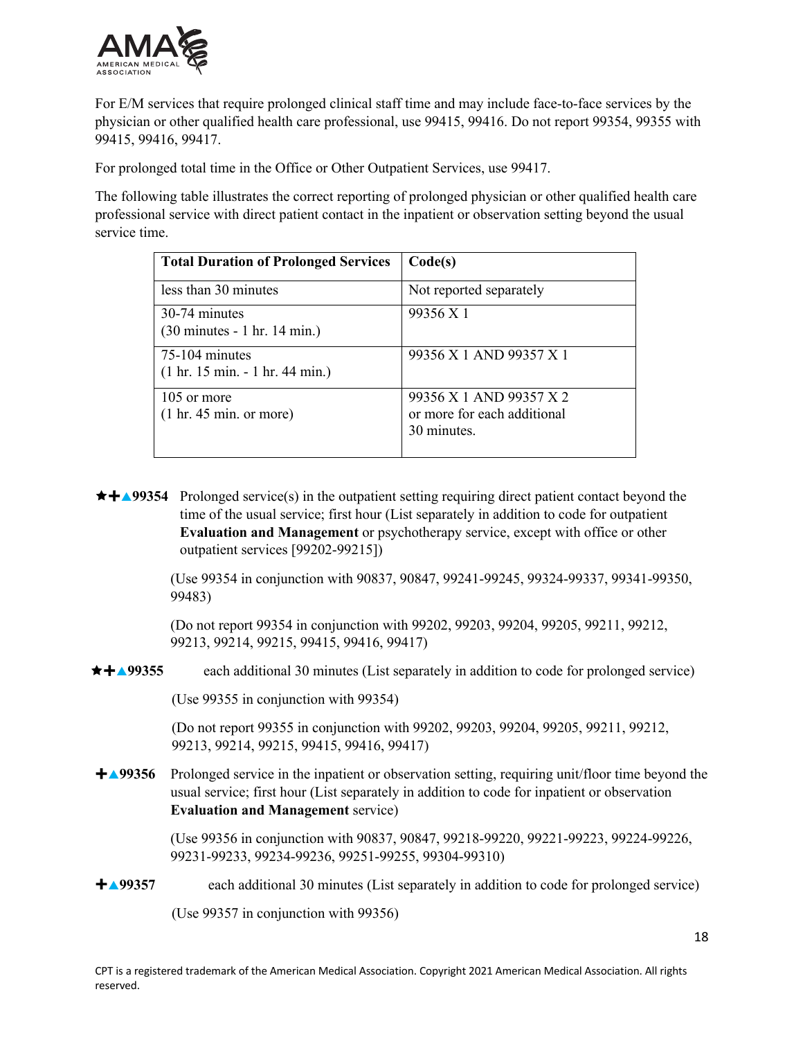For E/M services that require prolonged clinical staff time and may include face-to-face services by the physician or other qualified health care professional, use 99415, 99416. Do not report 99354, 99355 with 99415, 99416, 99417.

For prolonged total time in the Office or Other Outpatient Services, use 99417.

The following table illustrates the correct reporting of prolonged physician or other qualified health care professional service with direct patient contact in the inpatient or observation setting beyond the usual service time.

| Total Duration of Prolonged Services | Code(s) |
|---|---|
| less than 30 minutes | Not reported separately |
| 30-74 minutes (30 minutes - 1 hr. 14 min.) | 99356 X 1 |
| 75-104 minutes (1 hr. 15 min. - 1 hr. 44 min.) | 99356 X 1 AND 99357 X 1 |
| 105 or more (1 hr. 45 min. or more) | 99356 X 1 AND 99357 X 2 or more for each additional 30 minutes. |

**★+▲99354** Prolonged service(s) in the outpatient setting requiring direct patient contact beyond the time of the usual service; first hour (List separately in addition to code for outpatient **Evaluation and Management** or psychotherapy service, except with office or other outpatient services [99202-99215])

(Use 99354 in conjunction with 90837, 90847, 99241-99245, 99324-99337, 99341-99350, 99483)

(Do not report 99354 in conjunction with 99202, 99203, 99204, 99205, 99211, 99212, 99213, 99214, 99215, 99415, 99416, 99417)

**★+▲99355** each additional 30 minutes (List separately in addition to code for prolonged service)

(Use 99355 in conjunction with 99354)

(Do not report 99355 in conjunction with 99202, 99203, 99204, 99205, 99211, 99212, 99213, 99214, 99215, 99415, 99416, 99417)

**+▲99356** Prolonged service in the inpatient or observation setting, requiring unit/floor time beyond the usual service; first hour (List separately in addition to code for inpatient or observation **Evaluation and Management** service)

(Use 99356 in conjunction with 90837, 90847, 99218-99220, 99221-99223, 99224-99226, 99231-99233, 99234-99236, 99251-99255, 99304-99310)

**+▲99357** each additional 30 minutes (List separately in addition to code for prolonged service)

(Use 99357 in conjunction with 99356)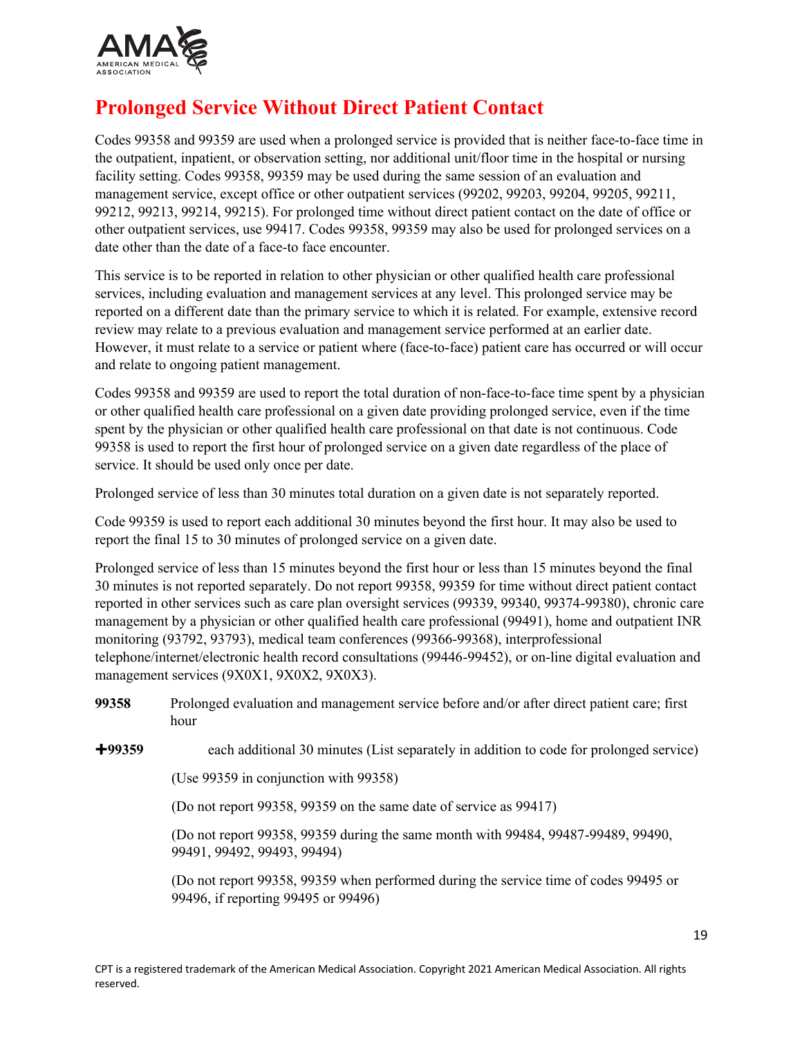## Prolonged Service Without Direct Patient Contact

Codes 99358 and 99359 are used when a prolonged service is provided that is neither face-to-face time in the outpatient, inpatient, or observation setting, nor additional unit/floor time in the hospital or nursing facility setting. Codes 99358, 99359 may be used during the same session of an evaluation and management service, except office or other outpatient services (99202, 99203, 99204, 99205, 99211, 99212, 99213, 99214, 99215). For prolonged time without direct patient contact on the date of office or other outpatient services, use 99417. Codes 99358, 99359 may also be used for prolonged services on a date other than the date of a face-to face encounter.

This service is to be reported in relation to other physician or other qualified health care professional services, including evaluation and management services at any level. This prolonged service may be reported on a different date than the primary service to which it is related. For example, extensive record review may relate to a previous evaluation and management service performed at an earlier date. However, it must relate to a service or patient where (face-to-face) patient care has occurred or will occur and relate to ongoing patient management.

Codes 99358 and 99359 are used to report the total duration of non-face-to-face time spent by a physician or other qualified health care professional on a given date providing prolonged service, even if the time spent by the physician or other qualified health care professional on that date is not continuous. Code 99358 is used to report the first hour of prolonged service on a given date regardless of the place of service. It should be used only once per date.

Prolonged service of less than 30 minutes total duration on a given date is not separately reported.

Code 99359 is used to report each additional 30 minutes beyond the first hour. It may also be used to report the final 15 to 30 minutes of prolonged service on a given date.

Prolonged service of less than 15 minutes beyond the first hour or less than 15 minutes beyond the final 30 minutes is not reported separately. Do not report 99358, 99359 for time without direct patient contact reported in other services such as care plan oversight services (99339, 99340, 99374-99380), chronic care management by a physician or other qualified health care professional (99491), home and outpatient INR monitoring (93792, 93793), medical team conferences (99366-99368), interprofessional telephone/internet/electronic health record consultations (99446-99452), or on-line digital evaluation and management services (9X0X1, 9X0X2, 9X0X3).

**99358** Prolonged evaluation and management service before and/or after direct patient care; first hour

**✚99359** each additional 30 minutes (List separately in addition to code for prolonged service)

(Use 99359 in conjunction with 99358)

(Do not report 99358, 99359 on the same date of service as 99417)

(Do not report 99358, 99359 during the same month with 99484, 99487-99489, 99490, 99491, 99492, 99493, 99494)

(Do not report 99358, 99359 when performed during the service time of codes 99495 or 99496, if reporting 99495 or 99496)

CPT is a registered trademark of the American Medical Association. Copyright 2021 American Medical Association. All rights reserved.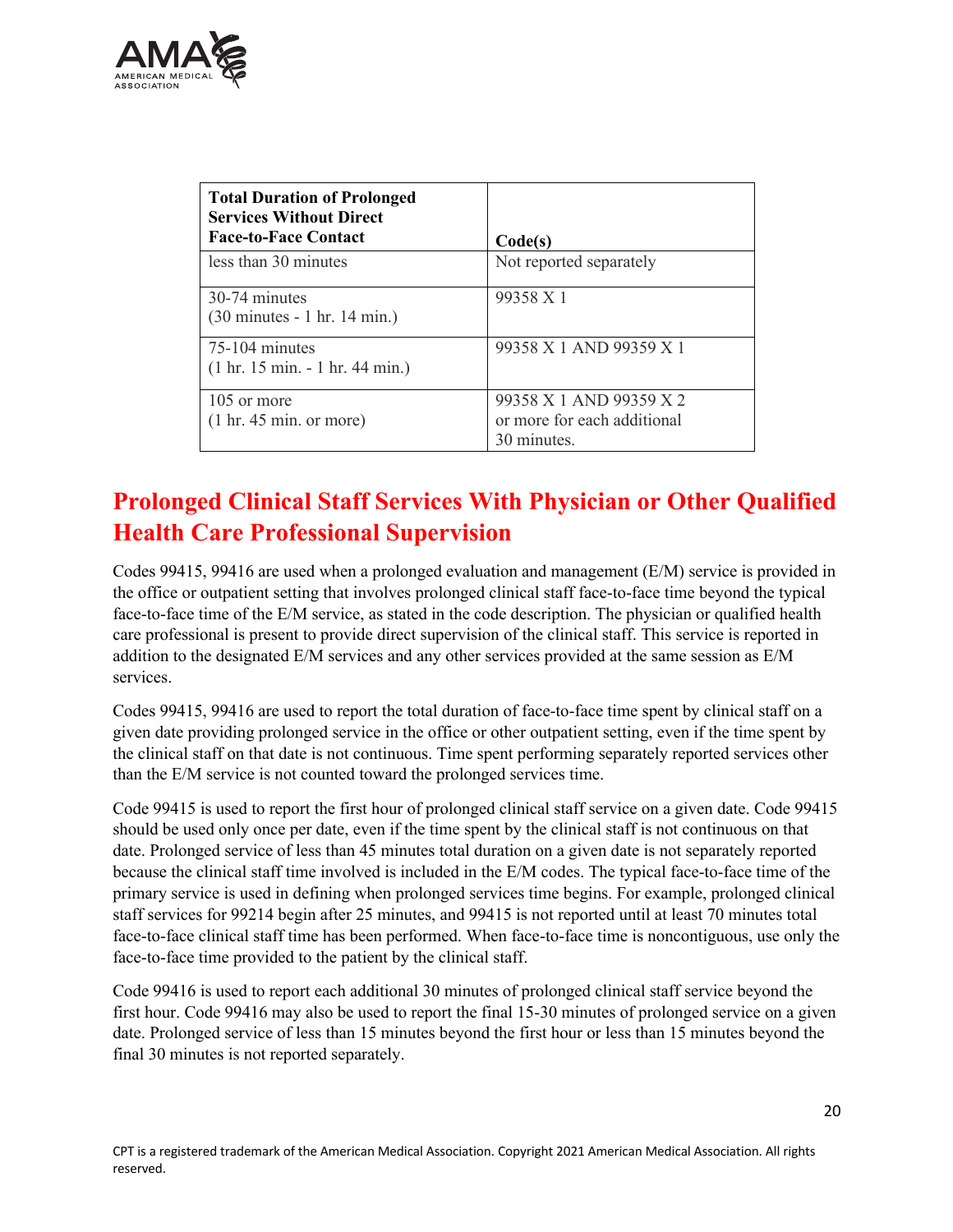| Total Duration of Prolonged Services Without Direct Face-to-Face Contact | Code(s) |
|---|---|
| less than 30 minutes | Not reported separately |
| 30-74 minutes (30 minutes - 1 hr. 14 min.) | 99358 X 1 |
| 75-104 minutes (1 hr. 15 min. - 1 hr. 44 min.) | 99358 X 1 AND 99359 X 1 |
| 105 or more (1 hr. 45 min. or more) | 99358 X 1 AND 99359 X 2 or more for each additional 30 minutes. |

## Prolonged Clinical Staff Services With Physician or Other Qualified Health Care Professional Supervision

Codes 99415, 99416 are used when a prolonged evaluation and management (E/M) service is provided in the office or outpatient setting that involves prolonged clinical staff face-to-face time beyond the typical face-to-face time of the E/M service, as stated in the code description. The physician or qualified health care professional is present to provide direct supervision of the clinical staff. This service is reported in addition to the designated E/M services and any other services provided at the same session as E/M services.

Codes 99415, 99416 are used to report the total duration of face-to-face time spent by clinical staff on a given date providing prolonged service in the office or other outpatient setting, even if the time spent by the clinical staff on that date is not continuous. Time spent performing separately reported services other than the E/M service is not counted toward the prolonged services time.

Code 99415 is used to report the first hour of prolonged clinical staff service on a given date. Code 99415 should be used only once per date, even if the time spent by the clinical staff is not continuous on that date. Prolonged service of less than 45 minutes total duration on a given date is not separately reported because the clinical staff time involved is included in the E/M codes. The typical face-to-face time of the primary service is used in defining when prolonged services time begins. For example, prolonged clinical staff services for 99214 begin after 25 minutes, and 99415 is not reported until at least 70 minutes total face-to-face clinical staff time has been performed. When face-to-face time is noncontiguous, use only the face-to-face time provided to the patient by the clinical staff.

Code 99416 is used to report each additional 30 minutes of prolonged clinical staff service beyond the first hour. Code 99416 may also be used to report the final 15-30 minutes of prolonged service on a given date. Prolonged service of less than 15 minutes beyond the first hour or less than 15 minutes beyond the final 30 minutes is not reported separately.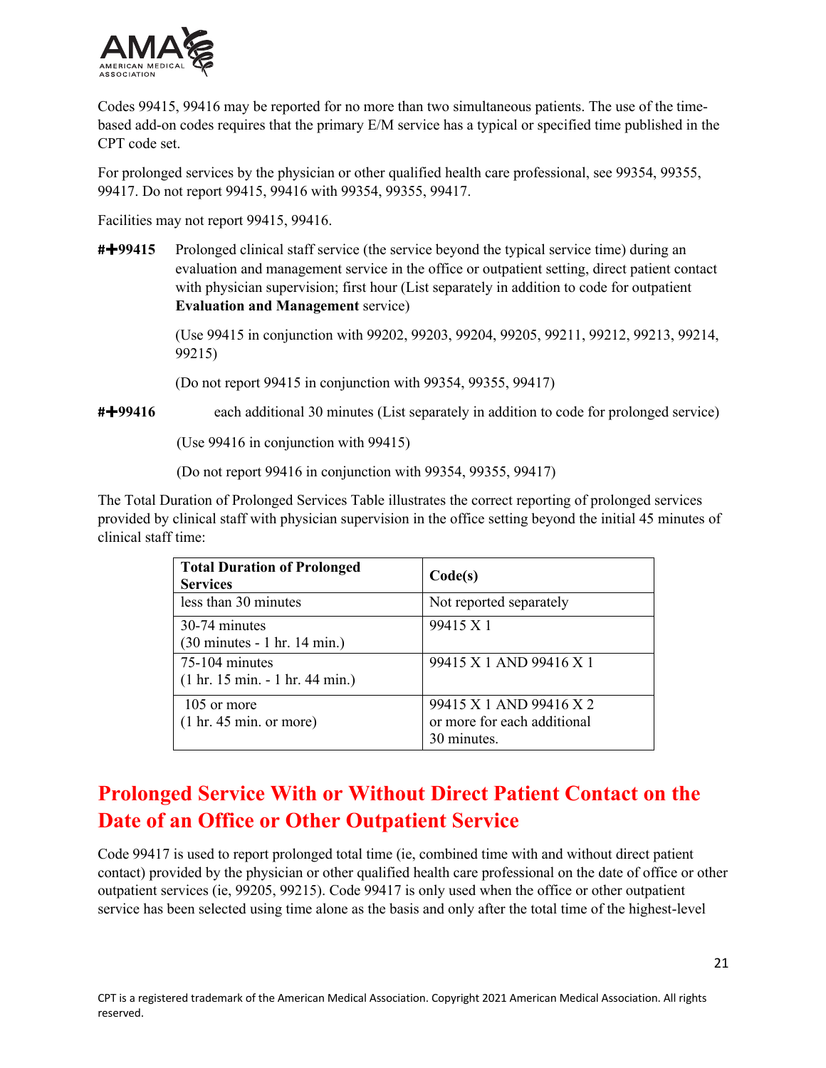Codes 99415, 99416 may be reported for no more than two simultaneous patients. The use of the time-based add-on codes requires that the primary E/M service has a typical or specified time published in the CPT code set.

For prolonged services by the physician or other qualified health care professional, see 99354, 99355, 99417. Do not report 99415, 99416 with 99354, 99355, 99417.

Facilities may not report 99415, 99416.

**#✚99415** Prolonged clinical staff service (the service beyond the typical service time) during an evaluation and management service in the office or outpatient setting, direct patient contact with physician supervision; first hour (List separately in addition to code for outpatient **Evaluation and Management** service)

(Use 99415 in conjunction with 99202, 99203, 99204, 99205, 99211, 99212, 99213, 99214, 99215)

(Do not report 99415 in conjunction with 99354, 99355, 99417)

**#✚99416** each additional 30 minutes (List separately in addition to code for prolonged service)

(Use 99416 in conjunction with 99415)

(Do not report 99416 in conjunction with 99354, 99355, 99417)

The Total Duration of Prolonged Services Table illustrates the correct reporting of prolonged services provided by clinical staff with physician supervision in the office setting beyond the initial 45 minutes of clinical staff time:

| Total Duration of Prolonged Services | Code(s) |
|---|---|
| less than 30 minutes | Not reported separately |
| 30-74 minutes (30 minutes - 1 hr. 14 min.) | 99415 X 1 |
| 75-104 minutes (1 hr. 15 min. - 1 hr. 44 min.) | 99415 X 1 AND 99416 X 1 |
| 105 or more (1 hr. 45 min. or more) | 99415 X 1 AND 99416 X 2 or more for each additional 30 minutes. |

## Prolonged Service With or Without Direct Patient Contact on the Date of an Office or Other Outpatient Service

Code 99417 is used to report prolonged total time (ie, combined time with and without direct patient contact) provided by the physician or other qualified health care professional on the date of office or other outpatient services (ie, 99205, 99215). Code 99417 is only used when the office or other outpatient service has been selected using time alone as the basis and only after the total time of the highest-level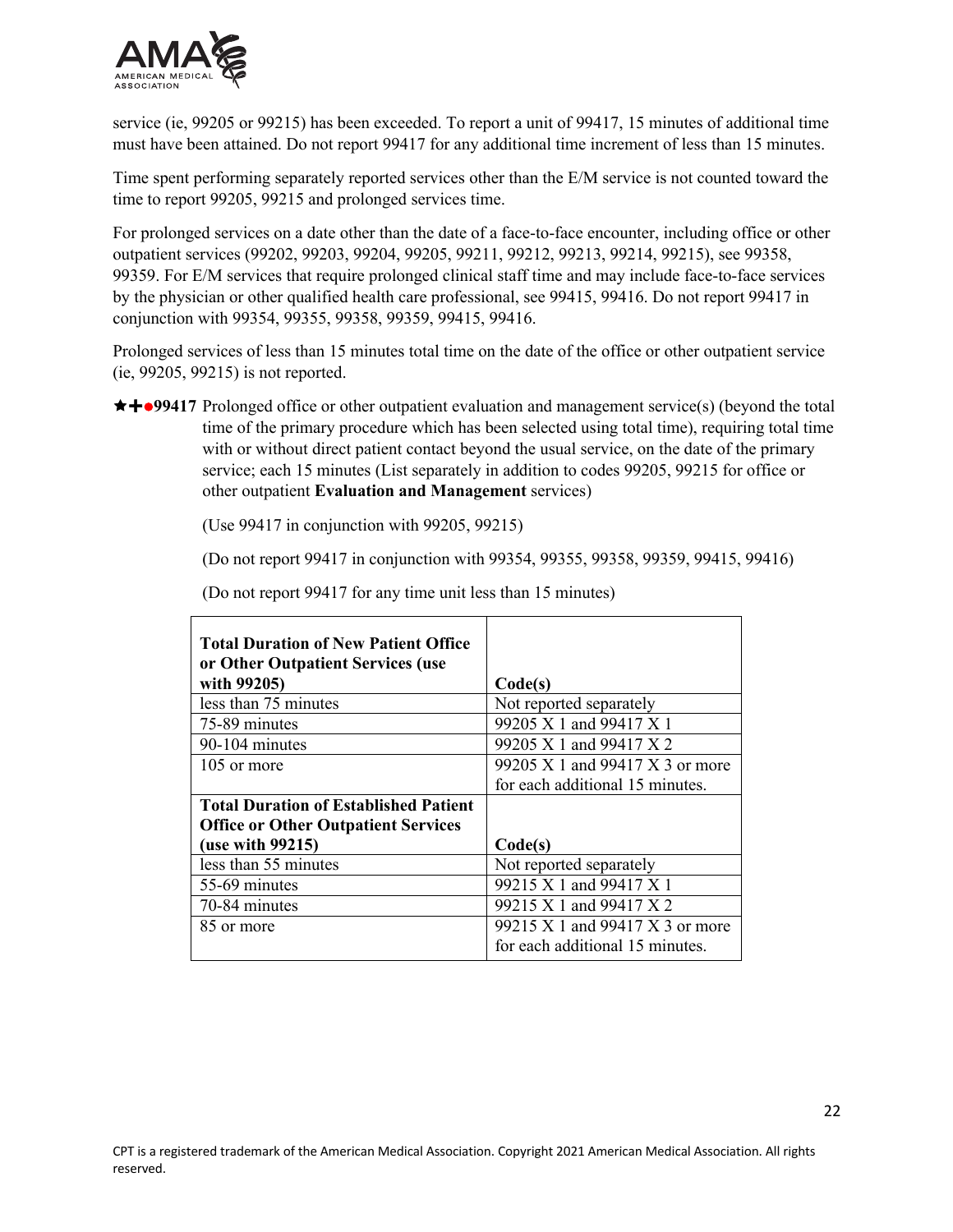service (ie, 99205 or 99215) has been exceeded. To report a unit of 99417, 15 minutes of additional time must have been attained. Do not report 99417 for any additional time increment of less than 15 minutes.

Time spent performing separately reported services other than the E/M service is not counted toward the time to report 99205, 99215 and prolonged services time.

For prolonged services on a date other than the date of a face-to-face encounter, including office or other outpatient services (99202, 99203, 99204, 99205, 99211, 99212, 99213, 99214, 99215), see 99358, 99359. For E/M services that require prolonged clinical staff time and may include face-to-face services by the physician or other qualified health care professional, see 99415, 99416. Do not report 99417 in conjunction with 99354, 99355, 99358, 99359, 99415, 99416.

Prolonged services of less than 15 minutes total time on the date of the office or other outpatient service (ie, 99205, 99215) is not reported.

★✚●**99417** Prolonged office or other outpatient evaluation and management service(s) (beyond the total time of the primary procedure which has been selected using total time), requiring total time with or without direct patient contact beyond the usual service, on the date of the primary service; each 15 minutes (List separately in addition to codes 99205, 99215 for office or other outpatient **Evaluation and Management** services)

(Use 99417 in conjunction with 99205, 99215)

(Do not report 99417 in conjunction with 99354, 99355, 99358, 99359, 99415, 99416)

(Do not report 99417 for any time unit less than 15 minutes)

| **Total Duration of New Patient Office or Other Outpatient Services (use with 99205)** | **Code(s)** |
|---|---|
| less than 75 minutes | Not reported separately |
| 75-89 minutes | 99205 X 1 and 99417 X 1 |
| 90-104 minutes | 99205 X 1 and 99417 X 2 |
| 105 or more | 99205 X 1 and 99417 X 3 or more for each additional 15 minutes. |
| **Total Duration of Established Patient Office or Other Outpatient Services (use with 99215)** | **Code(s)** |
| less than 55 minutes | Not reported separately |
| 55-69 minutes | 99215 X 1 and 99417 X 1 |
| 70-84 minutes | 99215 X 1 and 99417 X 2 |
| 85 or more | 99215 X 1 and 99417 X 3 or more for each additional 15 minutes. |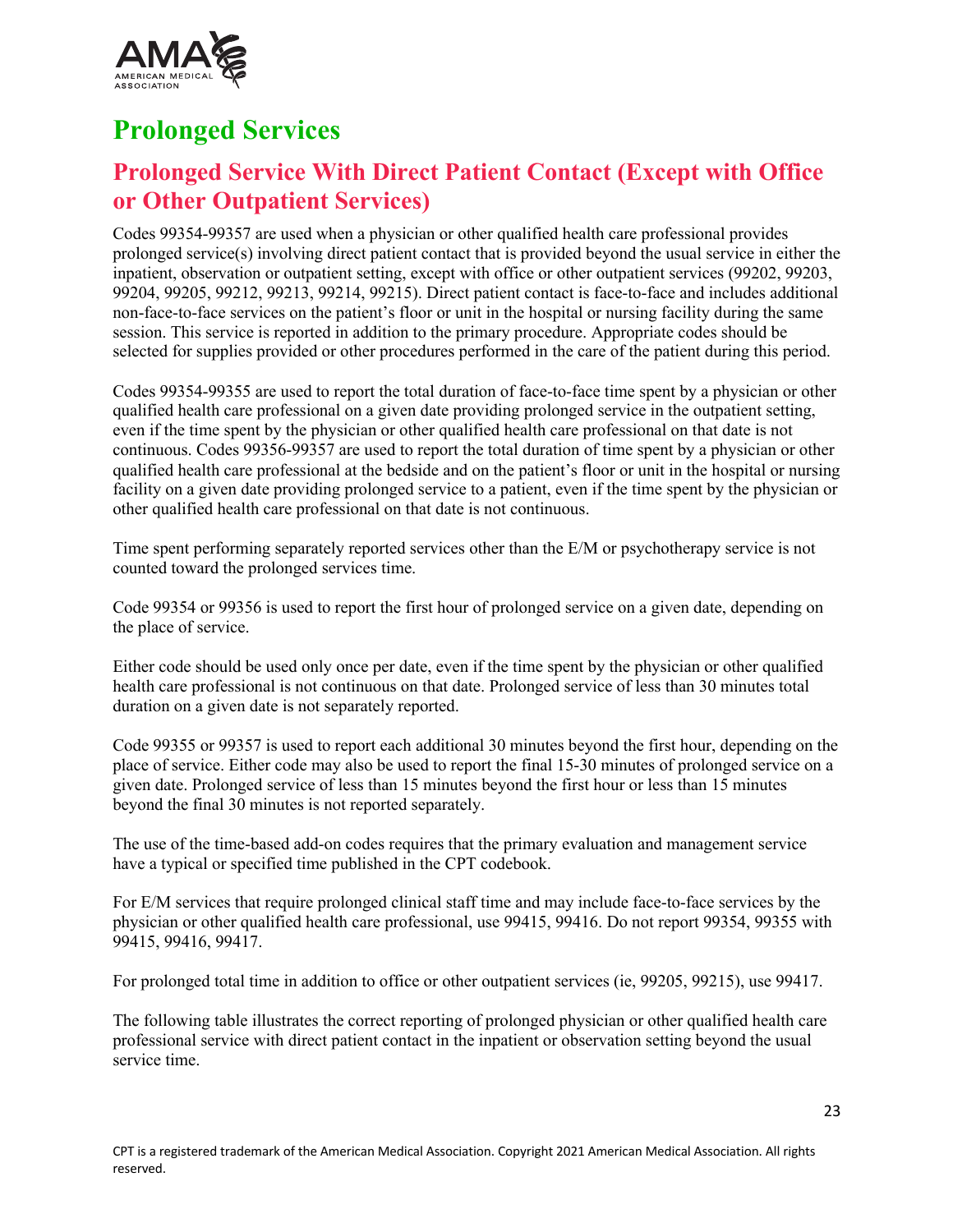# Prolonged Services

## Prolonged Service With Direct Patient Contact (Except with Office or Other Outpatient Services)

Codes 99354-99357 are used when a physician or other qualified health care professional provides prolonged service(s) involving direct patient contact that is provided beyond the usual service in either the inpatient, observation or outpatient setting, except with office or other outpatient services (99202, 99203, 99204, 99205, 99212, 99213, 99214, 99215). Direct patient contact is face-to-face and includes additional non-face-to-face services on the patient's floor or unit in the hospital or nursing facility during the same session. This service is reported in addition to the primary procedure. Appropriate codes should be selected for supplies provided or other procedures performed in the care of the patient during this period.

Codes 99354-99355 are used to report the total duration of face-to-face time spent by a physician or other qualified health care professional on a given date providing prolonged service in the outpatient setting, even if the time spent by the physician or other qualified health care professional on that date is not continuous. Codes 99356-99357 are used to report the total duration of time spent by a physician or other qualified health care professional at the bedside and on the patient's floor or unit in the hospital or nursing facility on a given date providing prolonged service to a patient, even if the time spent by the physician or other qualified health care professional on that date is not continuous.

Time spent performing separately reported services other than the E/M or psychotherapy service is not counted toward the prolonged services time.

Code 99354 or 99356 is used to report the first hour of prolonged service on a given date, depending on the place of service.

Either code should be used only once per date, even if the time spent by the physician or other qualified health care professional is not continuous on that date. Prolonged service of less than 30 minutes total duration on a given date is not separately reported.

Code 99355 or 99357 is used to report each additional 30 minutes beyond the first hour, depending on the place of service. Either code may also be used to report the final 15-30 minutes of prolonged service on a given date. Prolonged service of less than 15 minutes beyond the first hour or less than 15 minutes beyond the final 30 minutes is not reported separately.

The use of the time-based add-on codes requires that the primary evaluation and management service have a typical or specified time published in the CPT codebook.

For E/M services that require prolonged clinical staff time and may include face-to-face services by the physician or other qualified health care professional, use 99415, 99416. Do not report 99354, 99355 with 99415, 99416, 99417.

For prolonged total time in addition to office or other outpatient services (ie, 99205, 99215), use 99417.

The following table illustrates the correct reporting of prolonged physician or other qualified health care professional service with direct patient contact in the inpatient or observation setting beyond the usual service time.

CPT is a registered trademark of the American Medical Association. Copyright 2021 American Medical Association. All rights reserved.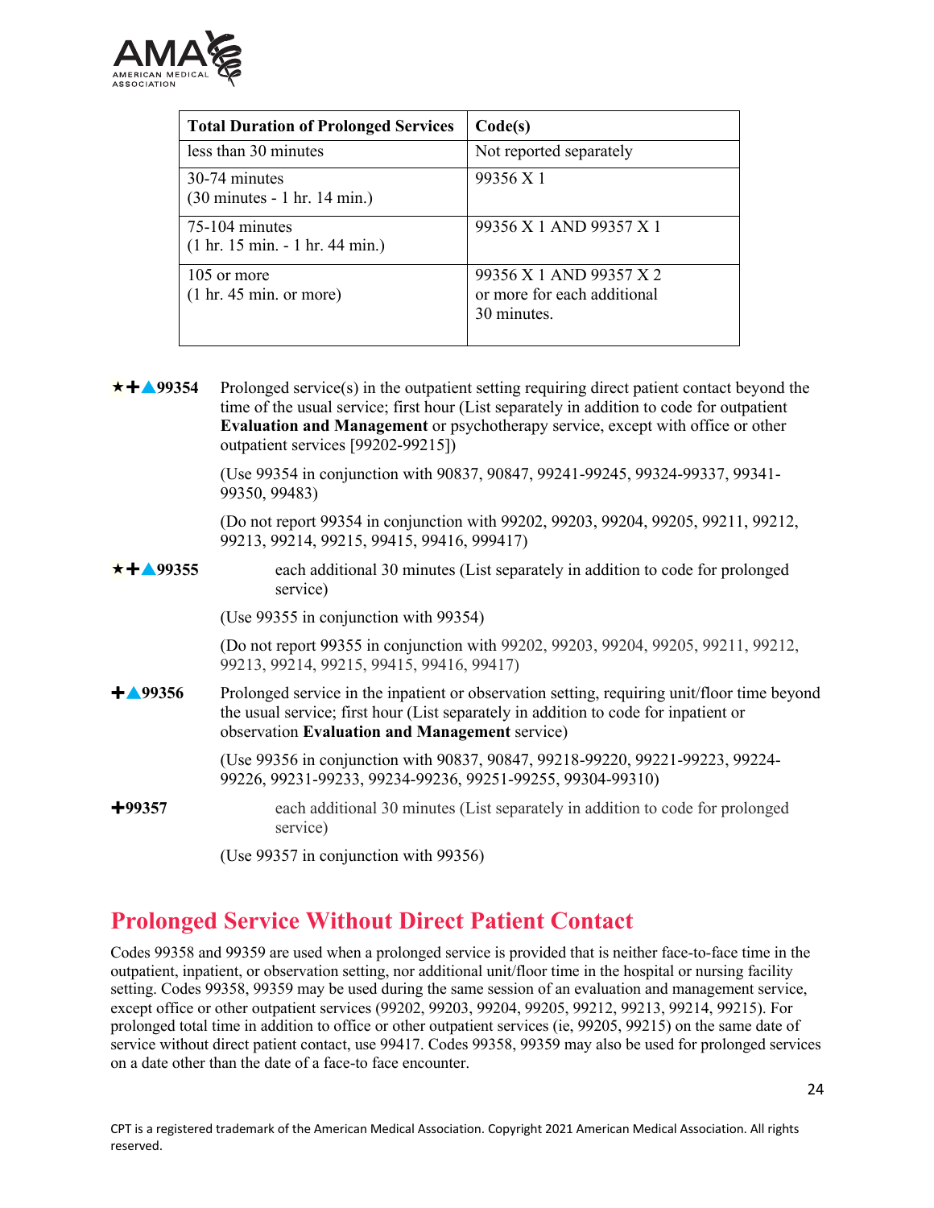| Total Duration of Prolonged Services | Code(s) |
|---|---|
| less than 30 minutes | Not reported separately |
| 30-74 minutes (30 minutes - 1 hr. 14 min.) | 99356 X 1 |
| 75-104 minutes (1 hr. 15 min. - 1 hr. 44 min.) | 99356 X 1 AND 99357 X 1 |
| 105 or more (1 hr. 45 min. or more) | 99356 X 1 AND 99357 X 2 or more for each additional 30 minutes. |

★+▲**99354** Prolonged service(s) in the outpatient setting requiring direct patient contact beyond the time of the usual service; first hour (List separately in addition to code for outpatient **Evaluation and Management** or psychotherapy service, except with office or other outpatient services [99202-99215])

(Use 99354 in conjunction with 90837, 90847, 99241-99245, 99324-99337, 99341-99350, 99483)

(Do not report 99354 in conjunction with 99202, 99203, 99204, 99205, 99211, 99212, 99213, 99214, 99215, 99415, 99416, 999417)

★+▲**99355** each additional 30 minutes (List separately in addition to code for prolonged service)

(Use 99355 in conjunction with 99354)

(Do not report 99355 in conjunction with 99202, 99203, 99204, 99205, 99211, 99212, 99213, 99214, 99215, 99415, 99416, 99417)

+▲**99356** Prolonged service in the inpatient or observation setting, requiring unit/floor time beyond the usual service; first hour (List separately in addition to code for inpatient or observation **Evaluation and Management** service)

(Use 99356 in conjunction with 90837, 90847, 99218-99220, 99221-99223, 99224-99226, 99231-99233, 99234-99236, 99251-99255, 99304-99310)

+**99357** each additional 30 minutes (List separately in addition to code for prolonged service)

(Use 99357 in conjunction with 99356)

## Prolonged Service Without Direct Patient Contact

Codes 99358 and 99359 are used when a prolonged service is provided that is neither face-to-face time in the outpatient, inpatient, or observation setting, nor additional unit/floor time in the hospital or nursing facility setting. Codes 99358, 99359 may be used during the same session of an evaluation and management service, except office or other outpatient services (99202, 99203, 99204, 99205, 99212, 99213, 99214, 99215). For prolonged total time in addition to office or other outpatient services (ie, 99205, 99215) on the same date of service without direct patient contact, use 99417. Codes 99358, 99359 may also be used for prolonged services on a date other than the date of a face-to face encounter.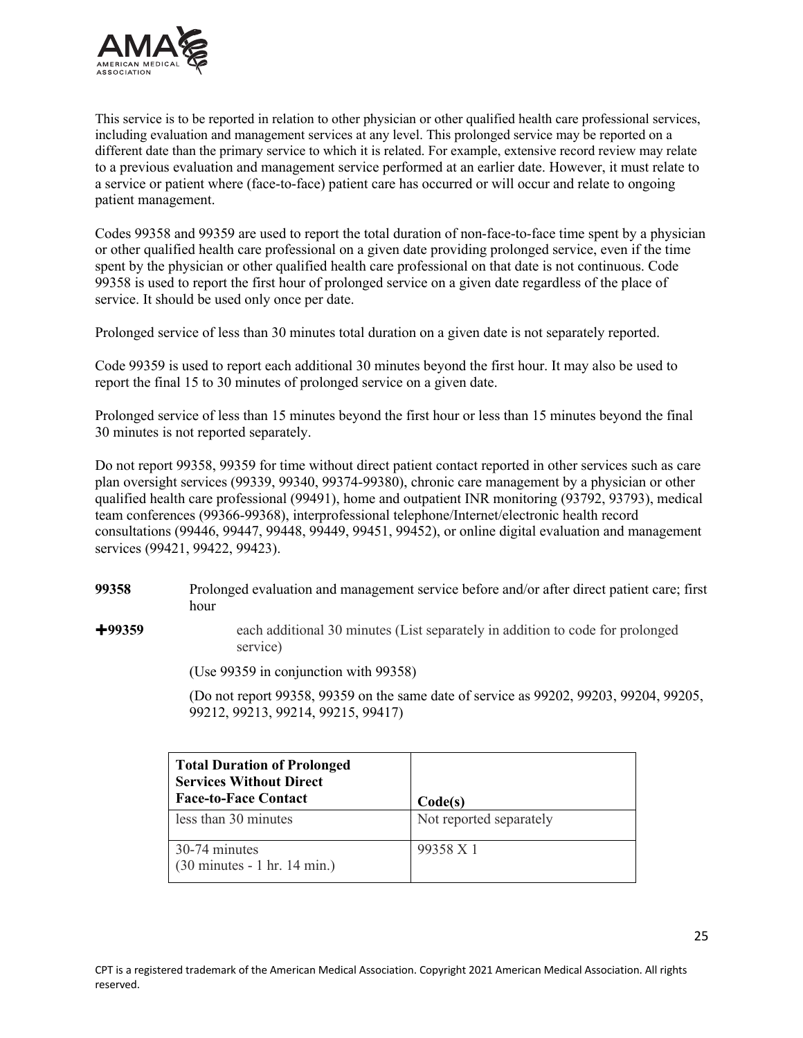This service is to be reported in relation to other physician or other qualified health care professional services, including evaluation and management services at any level. This prolonged service may be reported on a different date than the primary service to which it is related. For example, extensive record review may relate to a previous evaluation and management service performed at an earlier date. However, it must relate to a service or patient where (face-to-face) patient care has occurred or will occur and relate to ongoing patient management.

Codes 99358 and 99359 are used to report the total duration of non-face-to-face time spent by a physician or other qualified health care professional on a given date providing prolonged service, even if the time spent by the physician or other qualified health care professional on that date is not continuous. Code 99358 is used to report the first hour of prolonged service on a given date regardless of the place of service. It should be used only once per date.

Prolonged service of less than 30 minutes total duration on a given date is not separately reported.

Code 99359 is used to report each additional 30 minutes beyond the first hour. It may also be used to report the final 15 to 30 minutes of prolonged service on a given date.

Prolonged service of less than 15 minutes beyond the first hour or less than 15 minutes beyond the final 30 minutes is not reported separately.

Do not report 99358, 99359 for time without direct patient contact reported in other services such as care plan oversight services (99339, 99340, 99374-99380), chronic care management by a physician or other qualified health care professional (99491), home and outpatient INR monitoring (93792, 93793), medical team conferences (99366-99368), interprofessional telephone/Internet/electronic health record consultations (99446, 99447, 99448, 99449, 99451, 99452), or online digital evaluation and management services (99421, 99422, 99423).

**99358** Prolonged evaluation and management service before and/or after direct patient care; first hour

**+99359** each additional 30 minutes (List separately in addition to code for prolonged service)

(Use 99359 in conjunction with 99358)

(Do not report 99358, 99359 on the same date of service as 99202, 99203, 99204, 99205, 99212, 99213, 99214, 99215, 99417)

| **Total Duration of Prolonged Services Without Direct Face-to-Face Contact** | **Code(s)** |
|---|---|
| less than 30 minutes | Not reported separately |
| 30-74 minutes (30 minutes - 1 hr. 14 min.) | 99358 X 1 |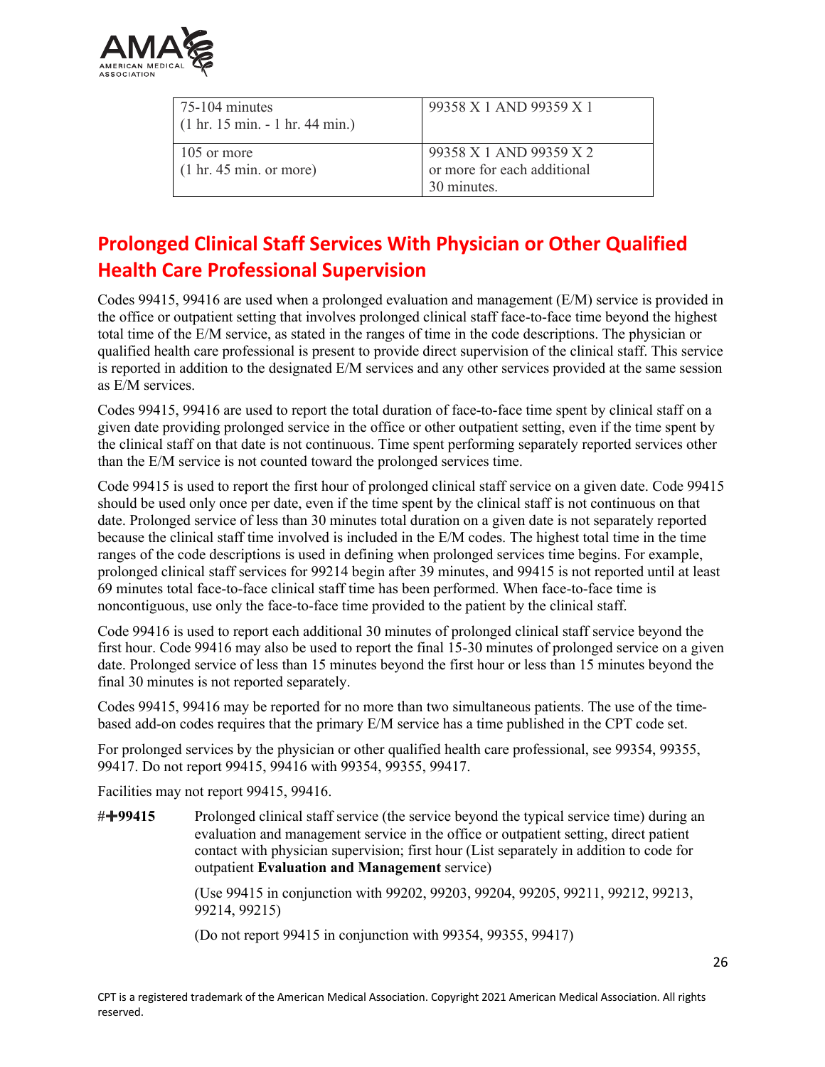| 75-104 minutes (1 hr. 15 min. - 1 hr. 44 min.) | 99358 X 1 AND 99359 X 1 |
| --- | --- |
| 105 or more (1 hr. 45 min. or more) | 99358 X 1 AND 99359 X 2 or more for each additional 30 minutes. |

## Prolonged Clinical Staff Services With Physician or Other Qualified Health Care Professional Supervision

Codes 99415, 99416 are used when a prolonged evaluation and management (E/M) service is provided in the office or outpatient setting that involves prolonged clinical staff face-to-face time beyond the highest total time of the E/M service, as stated in the ranges of time in the code descriptions. The physician or qualified health care professional is present to provide direct supervision of the clinical staff. This service is reported in addition to the designated E/M services and any other services provided at the same session as E/M services.

Codes 99415, 99416 are used to report the total duration of face-to-face time spent by clinical staff on a given date providing prolonged service in the office or other outpatient setting, even if the time spent by the clinical staff on that date is not continuous. Time spent performing separately reported services other than the E/M service is not counted toward the prolonged services time.

Code 99415 is used to report the first hour of prolonged clinical staff service on a given date. Code 99415 should be used only once per date, even if the time spent by the clinical staff is not continuous on that date. Prolonged service of less than 30 minutes total duration on a given date is not separately reported because the clinical staff time involved is included in the E/M codes. The highest total time in the time ranges of the code descriptions is used in defining when prolonged services time begins. For example, prolonged clinical staff services for 99214 begin after 39 minutes, and 99415 is not reported until at least 69 minutes total face-to-face clinical staff time has been performed. When face-to-face time is noncontiguous, use only the face-to-face time provided to the patient by the clinical staff.

Code 99416 is used to report each additional 30 minutes of prolonged clinical staff service beyond the first hour. Code 99416 may also be used to report the final 15-30 minutes of prolonged service on a given date. Prolonged service of less than 15 minutes beyond the first hour or less than 15 minutes beyond the final 30 minutes is not reported separately.

Codes 99415, 99416 may be reported for no more than two simultaneous patients. The use of the time-based add-on codes requires that the primary E/M service has a time published in the CPT code set.

For prolonged services by the physician or other qualified health care professional, see 99354, 99355, 99417. Do not report 99415, 99416 with 99354, 99355, 99417.

Facilities may not report 99415, 99416.

**#✚99415** Prolonged clinical staff service (the service beyond the typical service time) during an evaluation and management service in the office or outpatient setting, direct patient contact with physician supervision; first hour (List separately in addition to code for outpatient **Evaluation and Management** service)

(Use 99415 in conjunction with 99202, 99203, 99204, 99205, 99211, 99212, 99213, 99214, 99215)

(Do not report 99415 in conjunction with 99354, 99355, 99417)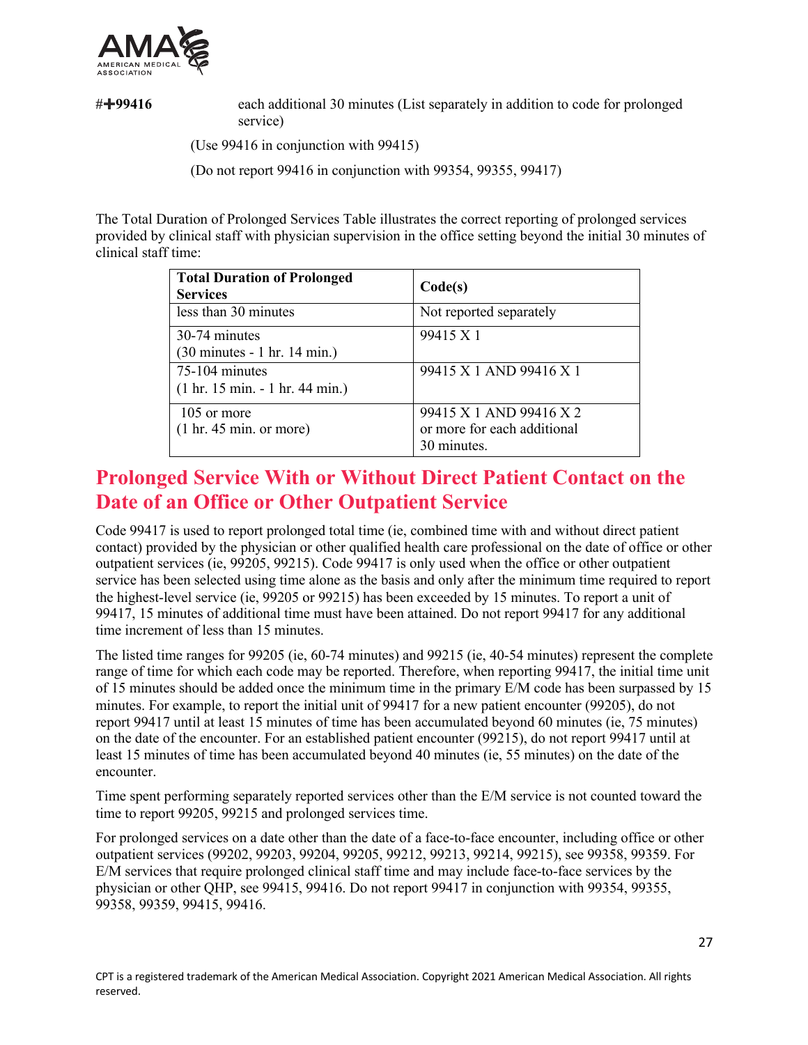**#+99416** each additional 30 minutes (List separately in addition to code for prolonged service)

(Use 99416 in conjunction with 99415)

(Do not report 99416 in conjunction with 99354, 99355, 99417)

The Total Duration of Prolonged Services Table illustrates the correct reporting of prolonged services provided by clinical staff with physician supervision in the office setting beyond the initial 30 minutes of clinical staff time:

| **Total Duration of Prolonged Services** | **Code(s)** |
|---|---|
| less than 30 minutes | Not reported separately |
| 30-74 minutes (30 minutes - 1 hr. 14 min.) | 99415 X 1 |
| 75-104 minutes (1 hr. 15 min. - 1 hr. 44 min.) | 99415 X 1 AND 99416 X 1 |
| 105 or more (1 hr. 45 min. or more) | 99415 X 1 AND 99416 X 2 or more for each additional 30 minutes. |

## Prolonged Service With or Without Direct Patient Contact on the Date of an Office or Other Outpatient Service

Code 99417 is used to report prolonged total time (ie, combined time with and without direct patient contact) provided by the physician or other qualified health care professional on the date of office or other outpatient services (ie, 99205, 99215). Code 99417 is only used when the office or other outpatient service has been selected using time alone as the basis and only after the minimum time required to report the highest-level service (ie, 99205 or 99215) has been exceeded by 15 minutes. To report a unit of 99417, 15 minutes of additional time must have been attained. Do not report 99417 for any additional time increment of less than 15 minutes.

The listed time ranges for 99205 (ie, 60-74 minutes) and 99215 (ie, 40-54 minutes) represent the complete range of time for which each code may be reported. Therefore, when reporting 99417, the initial time unit of 15 minutes should be added once the minimum time in the primary E/M code has been surpassed by 15 minutes. For example, to report the initial unit of 99417 for a new patient encounter (99205), do not report 99417 until at least 15 minutes of time has been accumulated beyond 60 minutes (ie, 75 minutes) on the date of the encounter. For an established patient encounter (99215), do not report 99417 until at least 15 minutes of time has been accumulated beyond 40 minutes (ie, 55 minutes) on the date of the encounter.

Time spent performing separately reported services other than the E/M service is not counted toward the time to report 99205, 99215 and prolonged services time.

For prolonged services on a date other than the date of a face-to-face encounter, including office or other outpatient services (99202, 99203, 99204, 99205, 99212, 99213, 99214, 99215), see 99358, 99359. For E/M services that require prolonged clinical staff time and may include face-to-face services by the physician or other QHP, see 99415, 99416. Do not report 99417 in conjunction with 99354, 99355, 99358, 99359, 99415, 99416.

CPT is a registered trademark of the American Medical Association. Copyright 2021 American Medical Association. All rights reserved.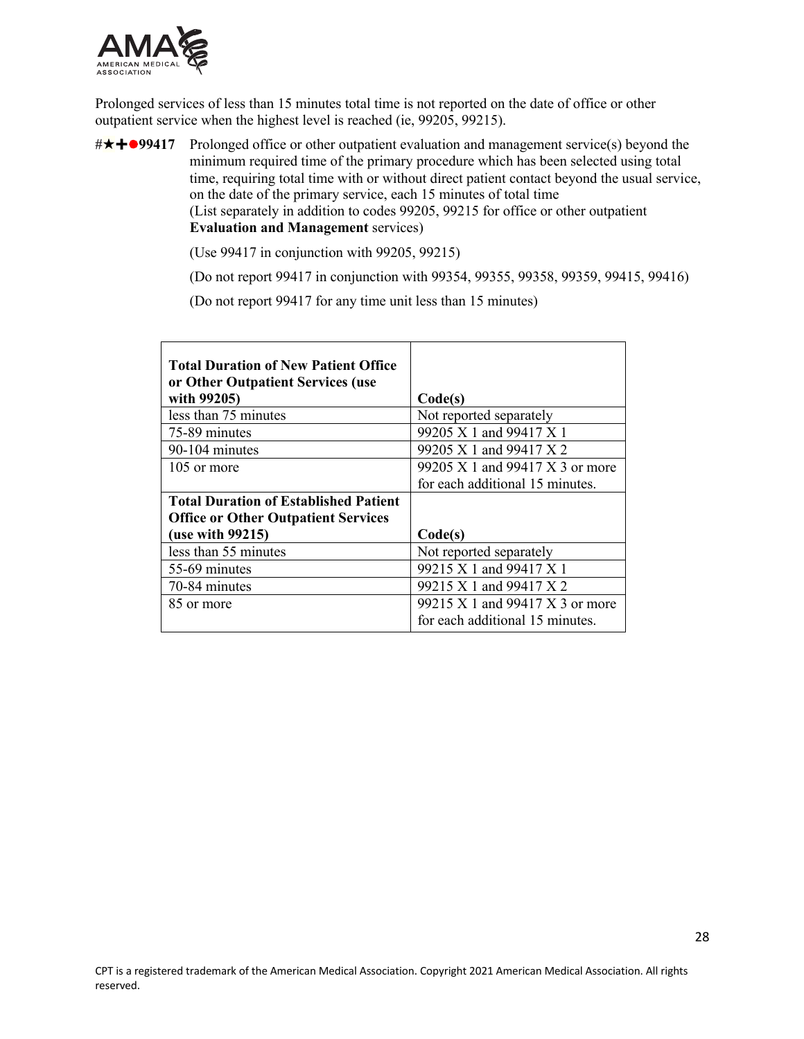Prolonged services of less than 15 minutes total time is not reported on the date of office or other outpatient service when the highest level is reached (ie, 99205, 99215).

#★✚●**99417** Prolonged office or other outpatient evaluation and management service(s) beyond the minimum required time of the primary procedure which has been selected using total time, requiring total time with or without direct patient contact beyond the usual service, on the date of the primary service, each 15 minutes of total time (List separately in addition to codes 99205, 99215 for office or other outpatient **Evaluation and Management** services)

(Use 99417 in conjunction with 99205, 99215)

(Do not report 99417 in conjunction with 99354, 99355, 99358, 99359, 99415, 99416)

(Do not report 99417 for any time unit less than 15 minutes)

| **Total Duration of New Patient Office or Other Outpatient Services (use with 99205)** | **Code(s)** |
|---|---|
| less than 75 minutes | Not reported separately |
| 75-89 minutes | 99205 X 1 and 99417 X 1 |
| 90-104 minutes | 99205 X 1 and 99417 X 2 |
| 105 or more | 99205 X 1 and 99417 X 3 or more for each additional 15 minutes. |
| **Total Duration of Established Patient Office or Other Outpatient Services (use with 99215)** | **Code(s)** |
| less than 55 minutes | Not reported separately |
| 55-69 minutes | 99215 X 1 and 99417 X 1 |
| 70-84 minutes | 99215 X 1 and 99417 X 2 |
| 85 or more | 99215 X 1 and 99417 X 3 or more for each additional 15 minutes. |